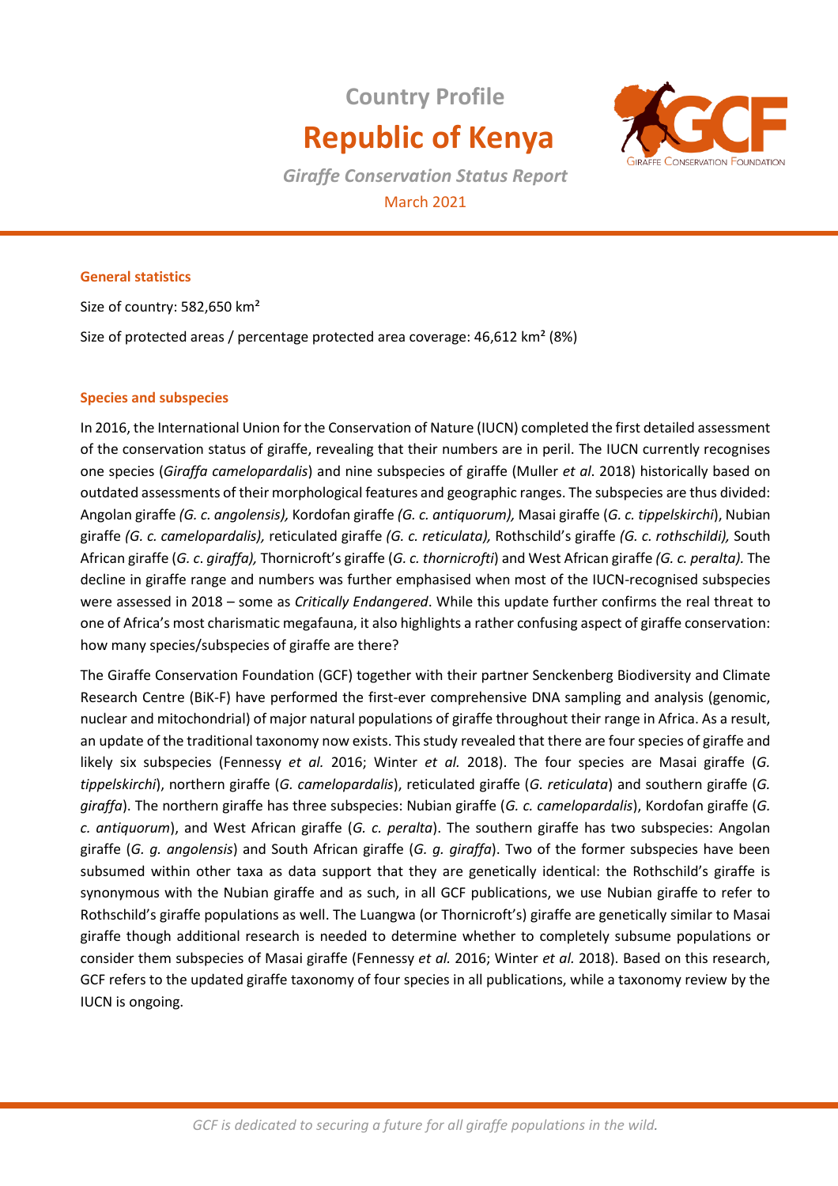# Country Profile

# Republic of Kenya

*Giraffe Conservation Status Report*

March 2021

## General statistics

Size of country: 582,650 km²

Size of protected areas / percentage protected area coverage: 46,612 km² (8%)

## Species and subspecies

In 2016, the International Union for the Conservation of Nature (IUCN) completed the first detailed assessment of the conservation status of giraffe, revealing that their numbers are in peril. The IUCN currently recognises one species (*Giraffa camelopardalis*) and nine subspecies of giraffe (Muller *et al*. 2018) historically based on outdated assessments of their morphological features and geographic ranges. The subspecies are thus divided: Angolan giraffe *(G. c. angolensis),* Kordofan giraffe *(G. c. antiquorum),* Masai giraffe (*G. c. tippelskirchi*), Nubian giraffe *(G. c. camelopardalis),* reticulated giraffe *(G. c. reticulata),* Rothschild's giraffe *(G. c. rothschildi),* South African giraffe (*G. c. giraffa),* Thornicroft's giraffe (*G. c. thornicrofti*) and West African giraffe *(G. c. peralta).* The decline in giraffe range and numbers was further emphasised when most of the IUCN-recognised subspecies were assessed in 2018 – some as *Critically Endangered*. While this update further confirms the real threat to one of Africa's most charismatic megafauna, it also highlights a rather confusing aspect of giraffe conservation: how many species/subspecies of giraffe are there?

The Giraffe Conservation Foundation (GCF) together with their partner Senckenberg Biodiversity and Climate Research Centre (BiK-F) have performed the first-ever comprehensive DNA sampling and analysis (genomic, nuclear and mitochondrial) of major natural populations of giraffe throughout their range in Africa. As a result, an update of the traditional taxonomy now exists. This study revealed that there are four species of giraffe and likely six subspecies (Fennessy *et al.* 2016; Winter *et al.* 2018). The four species are Masai giraffe (*G. tippelskirchi*), northern giraffe (*G. camelopardalis*), reticulated giraffe (*G. reticulata*) and southern giraffe (*G. giraffa*). The northern giraffe has three subspecies: Nubian giraffe (*G. c. camelopardalis*), Kordofan giraffe (*G. c. antiquorum*), and West African giraffe (*G. c. peralta*). The southern giraffe has two subspecies: Angolan giraffe (*G. g. angolensis*) and South African giraffe (*G. g. giraffa*). Two of the former subspecies have been subsumed within other taxa as data support that they are genetically identical: the Rothschild's giraffe is synonymous with the Nubian giraffe and as such, in all GCF publications, we use Nubian giraffe to refer to Rothschild's giraffe populations as well. The Luangwa (or Thornicroft's) giraffe are genetically similar to Masai giraffe though additional research is needed to determine whether to completely subsume populations or consider them subspecies of Masai giraffe (Fennessy *et al.* 2016; Winter *et al.* 2018). Based on this research, GCF refers to the updated giraffe taxonomy of four species in all publications, while a taxonomy review by the IUCN is ongoing.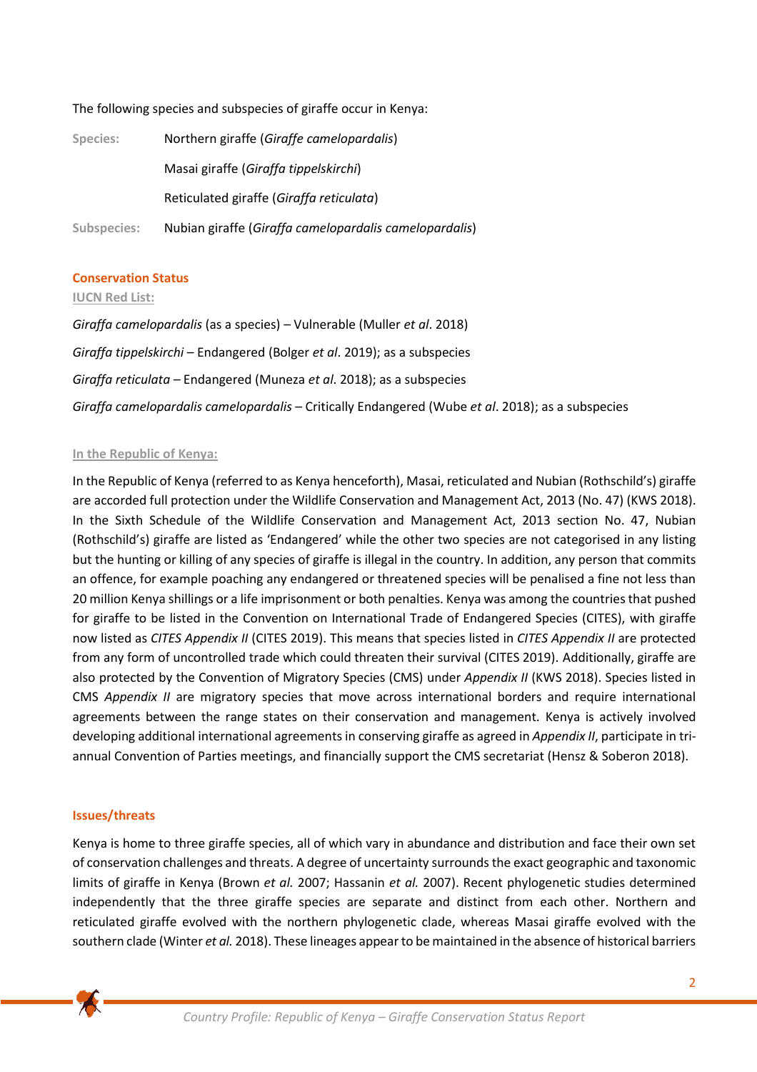The following species and subspecies of giraffe occur in Kenya:

| | |
|---|---|
| **Species:** | Northern giraffe (*Giraffe camelopardalis*) |
| | Masai giraffe (*Giraffa tippelskirchi*) |
| | Reticulated giraffe (*Giraffa reticulata*) |
| **Subspecies:** | Nubian giraffe (*Giraffa camelopardalis camelopardalis*) |

## Conservation Status

### IUCN Red List:

*Giraffa camelopardalis* (as a species) – Vulnerable (Muller *et al*. 2018)

*Giraffa tippelskirchi* – Endangered (Bolger *et al*. 2019); as a subspecies

*Giraffa reticulata* – Endangered (Muneza *et al*. 2018); as a subspecies

*Giraffa camelopardalis camelopardalis* – Critically Endangered (Wube *et al*. 2018); as a subspecies

### In the Republic of Kenya:

In the Republic of Kenya (referred to as Kenya henceforth), Masai, reticulated and Nubian (Rothschild's) giraffe are accorded full protection under the Wildlife Conservation and Management Act, 2013 (No. 47) (KWS 2018). In the Sixth Schedule of the Wildlife Conservation and Management Act, 2013 section No. 47, Nubian (Rothschild's) giraffe are listed as 'Endangered' while the other two species are not categorised in any listing but the hunting or killing of any species of giraffe is illegal in the country. In addition, any person that commits an offence, for example poaching any endangered or threatened species will be penalised a fine not less than 20 million Kenya shillings or a life imprisonment or both penalties. Kenya was among the countries that pushed for giraffe to be listed in the Convention on International Trade of Endangered Species (CITES), with giraffe now listed as *CITES Appendix II* (CITES 2019). This means that species listed in *CITES Appendix II* are protected from any form of uncontrolled trade which could threaten their survival (CITES 2019). Additionally, giraffe are also protected by the Convention of Migratory Species (CMS) under *Appendix II* (KWS 2018). Species listed in CMS *Appendix II* are migratory species that move across international borders and require international agreements between the range states on their conservation and management. Kenya is actively involved developing additional international agreements in conserving giraffe as agreed in *Appendix II*, participate in tri-annual Convention of Parties meetings, and financially support the CMS secretariat (Hensz & Soberon 2018).

## Issues/threats

Kenya is home to three giraffe species, all of which vary in abundance and distribution and face their own set of conservation challenges and threats. A degree of uncertainty surrounds the exact geographic and taxonomic limits of giraffe in Kenya (Brown *et al.* 2007; Hassanin *et al.* 2007). Recent phylogenetic studies determined independently that the three giraffe species are separate and distinct from each other. Northern and reticulated giraffe evolved with the northern phylogenetic clade, whereas Masai giraffe evolved with the southern clade (Winter *et al.* 2018). These lineages appear to be maintained in the absence of historical barriers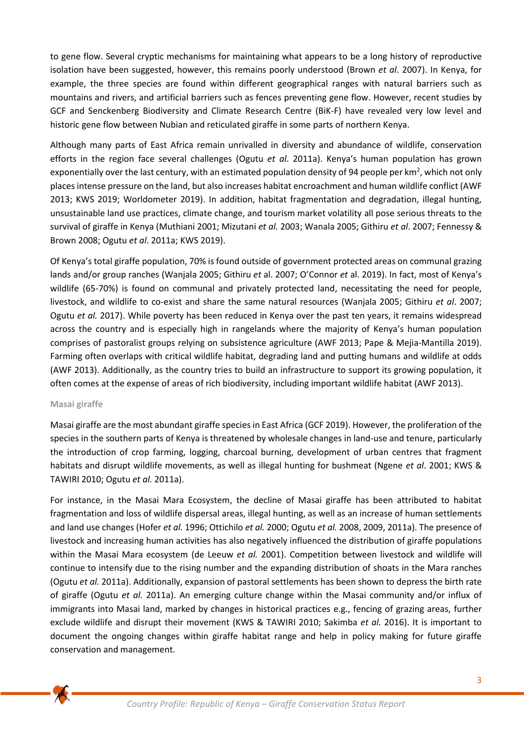to gene flow. Several cryptic mechanisms for maintaining what appears to be a long history of reproductive isolation have been suggested, however, this remains poorly understood (Brown *et al*. 2007). In Kenya, for example, the three species are found within different geographical ranges with natural barriers such as mountains and rivers, and artificial barriers such as fences preventing gene flow. However, recent studies by GCF and Senckenberg Biodiversity and Climate Research Centre (BiK-F) have revealed very low level and historic gene flow between Nubian and reticulated giraffe in some parts of northern Kenya.

Although many parts of East Africa remain unrivalled in diversity and abundance of wildlife, conservation efforts in the region face several challenges (Ogutu *et al*. 2011a). Kenya's human population has grown exponentially over the last century, with an estimated population density of 94 people per km$^2$, which not only places intense pressure on the land, but also increases habitat encroachment and human wildlife conflict (AWF 2013; KWS 2019; Worldometer 2019). In addition, habitat fragmentation and degradation, illegal hunting, unsustainable land use practices, climate change, and tourism market volatility all pose serious threats to the survival of giraffe in Kenya (Muthiani 2001; Mizutani *et al.* 2003; Wanala 2005; Githiru *et al*. 2007; Fennessy & Brown 2008; Ogutu *et al*. 2011a; KWS 2019).

Of Kenya's total giraffe population, 70% is found outside of government protected areas on communal grazing lands and/or group ranches (Wanjala 2005; Githiru *et* al. 2007; O'Connor *et* al. 2019). In fact, most of Kenya's wildlife (65-70%) is found on communal and privately protected land, necessitating the need for people, livestock, and wildlife to co-exist and share the same natural resources (Wanjala 2005; Githiru *et al*. 2007; Ogutu *et al.* 2017). While poverty has been reduced in Kenya over the past ten years, it remains widespread across the country and is especially high in rangelands where the majority of Kenya's human population comprises of pastoralist groups relying on subsistence agriculture (AWF 2013; Pape & Mejia-Mantilla 2019). Farming often overlaps with critical wildlife habitat, degrading land and putting humans and wildlife at odds (AWF 2013). Additionally, as the country tries to build an infrastructure to support its growing population, it often comes at the expense of areas of rich biodiversity, including important wildlife habitat (AWF 2013).

### Masai giraffe

Masai giraffe are the most abundant giraffe species in East Africa (GCF 2019). However, the proliferation of the species in the southern parts of Kenya is threatened by wholesale changes in land-use and tenure, particularly the introduction of crop farming, logging, charcoal burning, development of urban centres that fragment habitats and disrupt wildlife movements, as well as illegal hunting for bushmeat (Ngene *et al*. 2001; KWS & TAWIRI 2010; Ogutu *et al.* 2011a).

For instance, in the Masai Mara Ecosystem, the decline of Masai giraffe has been attributed to habitat fragmentation and loss of wildlife dispersal areas, illegal hunting, as well as an increase of human settlements and land use changes (Hofer *et al.* 1996; Ottichilo *et al.* 2000; Ogutu *et al.* 2008, 2009, 2011a). The presence of livestock and increasing human activities has also negatively influenced the distribution of giraffe populations within the Masai Mara ecosystem (de Leeuw *et al.* 2001). Competition between livestock and wildlife will continue to intensify due to the rising number and the expanding distribution of shoats in the Mara ranches (Ogutu *et al.* 2011a). Additionally, expansion of pastoral settlements has been shown to depress the birth rate of giraffe (Ogutu *et al.* 2011a). An emerging culture change within the Masai community and/or influx of immigrants into Masai land, marked by changes in historical practices e.g., fencing of grazing areas, further exclude wildlife and disrupt their movement (KWS & TAWIRI 2010; Sakimba *et al.* 2016). It is important to document the ongoing changes within giraffe habitat range and help in policy making for future giraffe conservation and management.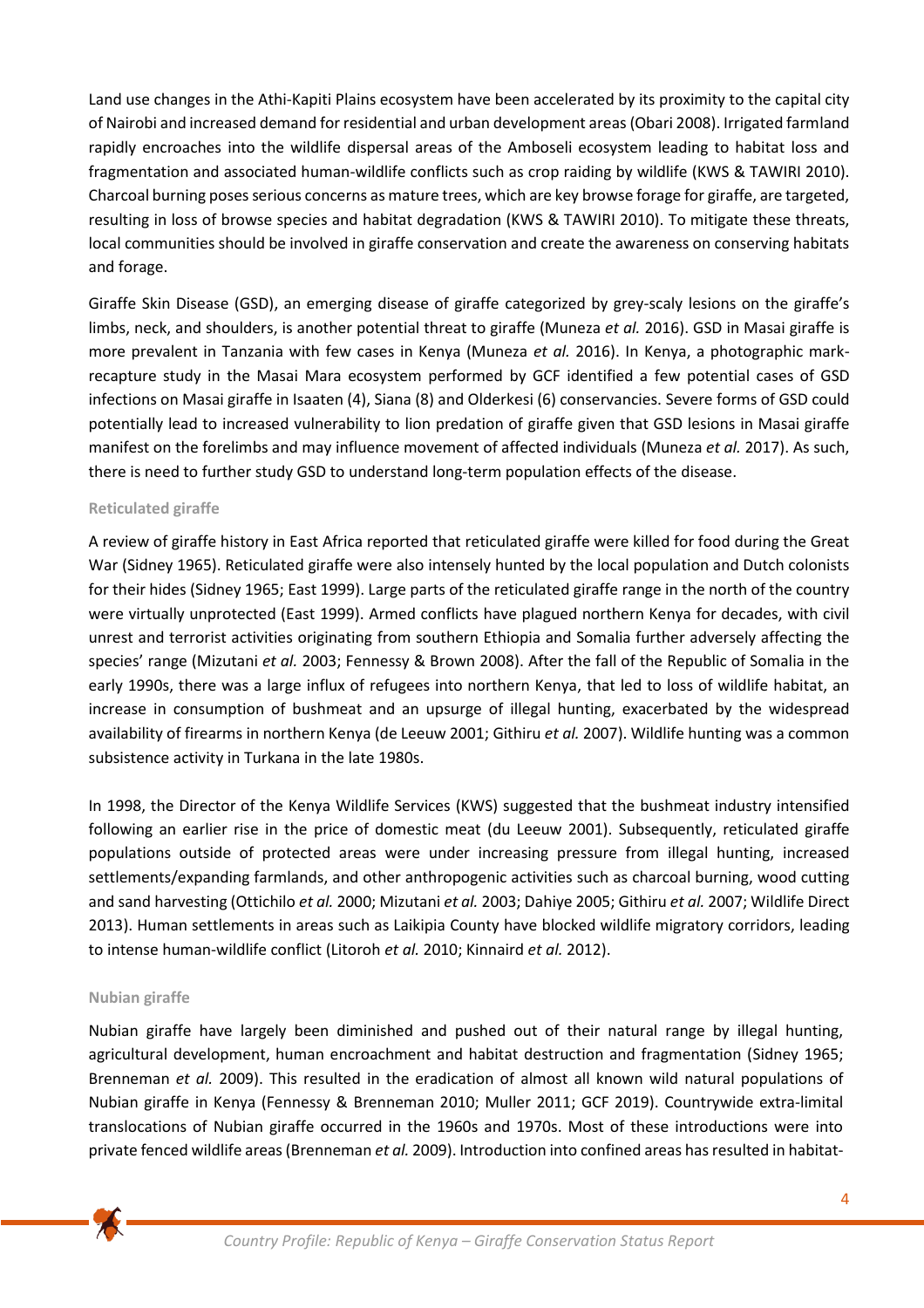Land use changes in the Athi-Kapiti Plains ecosystem have been accelerated by its proximity to the capital city of Nairobi and increased demand for residential and urban development areas (Obari 2008). Irrigated farmland rapidly encroaches into the wildlife dispersal areas of the Amboseli ecosystem leading to habitat loss and fragmentation and associated human-wildlife conflicts such as crop raiding by wildlife (KWS & TAWIRI 2010). Charcoal burning poses serious concerns as mature trees, which are key browse forage for giraffe, are targeted, resulting in loss of browse species and habitat degradation (KWS & TAWIRI 2010). To mitigate these threats, local communities should be involved in giraffe conservation and create the awareness on conserving habitats and forage.

Giraffe Skin Disease (GSD), an emerging disease of giraffe categorized by grey-scaly lesions on the giraffe's limbs, neck, and shoulders, is another potential threat to giraffe (Muneza *et al.* 2016). GSD in Masai giraffe is more prevalent in Tanzania with few cases in Kenya (Muneza *et al.* 2016). In Kenya, a photographic mark-recapture study in the Masai Mara ecosystem performed by GCF identified a few potential cases of GSD infections on Masai giraffe in Isaaten (4), Siana (8) and Olderkesi (6) conservancies. Severe forms of GSD could potentially lead to increased vulnerability to lion predation of giraffe given that GSD lesions in Masai giraffe manifest on the forelimbs and may influence movement of affected individuals (Muneza *et al.* 2017). As such, there is need to further study GSD to understand long-term population effects of the disease.

#### Reticulated giraffe

A review of giraffe history in East Africa reported that reticulated giraffe were killed for food during the Great War (Sidney 1965). Reticulated giraffe were also intensely hunted by the local population and Dutch colonists for their hides (Sidney 1965; East 1999). Large parts of the reticulated giraffe range in the north of the country were virtually unprotected (East 1999). Armed conflicts have plagued northern Kenya for decades, with civil unrest and terrorist activities originating from southern Ethiopia and Somalia further adversely affecting the species' range (Mizutani *et al.* 2003; Fennessy & Brown 2008). After the fall of the Republic of Somalia in the early 1990s, there was a large influx of refugees into northern Kenya, that led to loss of wildlife habitat, an increase in consumption of bushmeat and an upsurge of illegal hunting, exacerbated by the widespread availability of firearms in northern Kenya (de Leeuw 2001; Githiru *et al.* 2007). Wildlife hunting was a common subsistence activity in Turkana in the late 1980s.

In 1998, the Director of the Kenya Wildlife Services (KWS) suggested that the bushmeat industry intensified following an earlier rise in the price of domestic meat (du Leeuw 2001). Subsequently, reticulated giraffe populations outside of protected areas were under increasing pressure from illegal hunting, increased settlements/expanding farmlands, and other anthropogenic activities such as charcoal burning, wood cutting and sand harvesting (Ottichilo *et al.* 2000; Mizutani *et al.* 2003; Dahiye 2005; Githiru *et al.* 2007; Wildlife Direct 2013). Human settlements in areas such as Laikipia County have blocked wildlife migratory corridors, leading to intense human-wildlife conflict (Litoroh *et al.* 2010; Kinnaird *et al.* 2012).

#### Nubian giraffe

Nubian giraffe have largely been diminished and pushed out of their natural range by illegal hunting, agricultural development, human encroachment and habitat destruction and fragmentation (Sidney 1965; Brenneman *et al.* 2009). This resulted in the eradication of almost all known wild natural populations of Nubian giraffe in Kenya (Fennessy & Brenneman 2010; Muller 2011; GCF 2019). Countrywide extra-limital translocations of Nubian giraffe occurred in the 1960s and 1970s. Most of these introductions were into private fenced wildlife areas (Brenneman *et al.* 2009). Introduction into confined areas has resulted in habitat-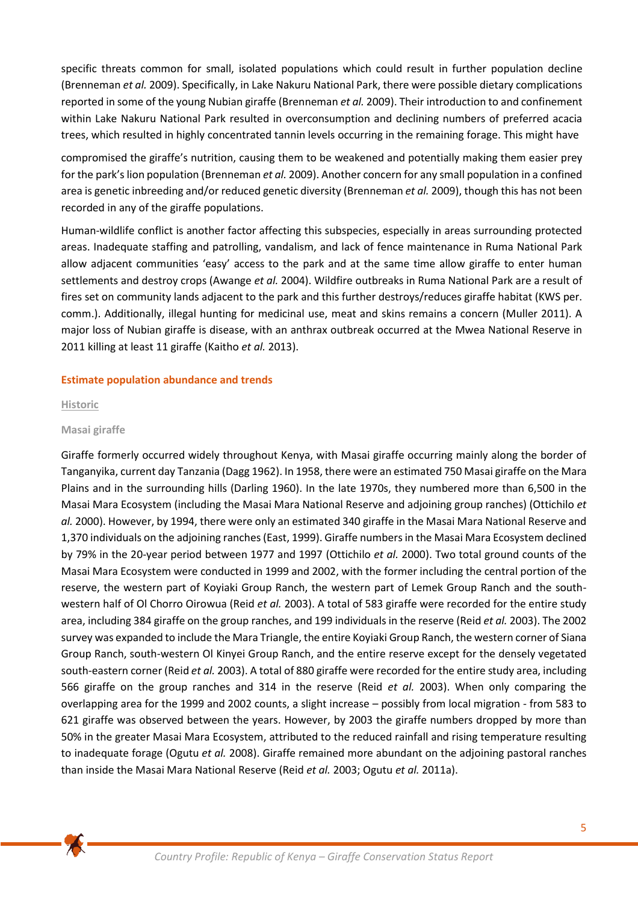specific threats common for small, isolated populations which could result in further population decline (Brenneman *et al.* 2009). Specifically, in Lake Nakuru National Park, there were possible dietary complications reported in some of the young Nubian giraffe (Brenneman *et al.* 2009). Their introduction to and confinement within Lake Nakuru National Park resulted in overconsumption and declining numbers of preferred acacia trees, which resulted in highly concentrated tannin levels occurring in the remaining forage. This might have compromised the giraffe's nutrition, causing them to be weakened and potentially making them easier prey for the park's lion population (Brenneman *et al.* 2009). Another concern for any small population in a confined area is genetic inbreeding and/or reduced genetic diversity (Brenneman *et al.* 2009), though this has not been recorded in any of the giraffe populations.

Human-wildlife conflict is another factor affecting this subspecies, especially in areas surrounding protected areas. Inadequate staffing and patrolling, vandalism, and lack of fence maintenance in Ruma National Park allow adjacent communities 'easy' access to the park and at the same time allow giraffe to enter human settlements and destroy crops (Awange *et al.* 2004). Wildfire outbreaks in Ruma National Park are a result of fires set on community lands adjacent to the park and this further destroys/reduces giraffe habitat (KWS per. comm.). Additionally, illegal hunting for medicinal use, meat and skins remains a concern (Muller 2011). A major loss of Nubian giraffe is disease, with an anthrax outbreak occurred at the Mwea National Reserve in 2011 killing at least 11 giraffe (Kaitho *et al.* 2013).

## Estimate population abundance and trends

### Historic

#### Masai giraffe

Giraffe formerly occurred widely throughout Kenya, with Masai giraffe occurring mainly along the border of Tanganyika, current day Tanzania (Dagg 1962). In 1958, there were an estimated 750 Masai giraffe on the Mara Plains and in the surrounding hills (Darling 1960). In the late 1970s, they numbered more than 6,500 in the Masai Mara Ecosystem (including the Masai Mara National Reserve and adjoining group ranches) (Ottichilo *et al.* 2000). However, by 1994, there were only an estimated 340 giraffe in the Masai Mara National Reserve and 1,370 individuals on the adjoining ranches (East, 1999). Giraffe numbers in the Masai Mara Ecosystem declined by 79% in the 20-year period between 1977 and 1997 (Ottichilo *et al.* 2000). Two total ground counts of the Masai Mara Ecosystem were conducted in 1999 and 2002, with the former including the central portion of the reserve, the western part of Koyiaki Group Ranch, the western part of Lemek Group Ranch and the south-western half of Ol Chorro Oirowua (Reid *et al.* 2003). A total of 583 giraffe were recorded for the entire study area, including 384 giraffe on the group ranches, and 199 individuals in the reserve (Reid *et al.* 2003). The 2002 survey was expanded to include the Mara Triangle, the entire Koyiaki Group Ranch, the western corner of Siana Group Ranch, south-western Ol Kinyei Group Ranch, and the entire reserve except for the densely vegetated south-eastern corner (Reid *et al.* 2003). A total of 880 giraffe were recorded for the entire study area, including 566 giraffe on the group ranches and 314 in the reserve (Reid *et al.* 2003). When only comparing the overlapping area for the 1999 and 2002 counts, a slight increase – possibly from local migration - from 583 to 621 giraffe was observed between the years. However, by 2003 the giraffe numbers dropped by more than 50% in the greater Masai Mara Ecosystem, attributed to the reduced rainfall and rising temperature resulting to inadequate forage (Ogutu *et al.* 2008). Giraffe remained more abundant on the adjoining pastoral ranches than inside the Masai Mara National Reserve (Reid *et al.* 2003; Ogutu *et al.* 2011a).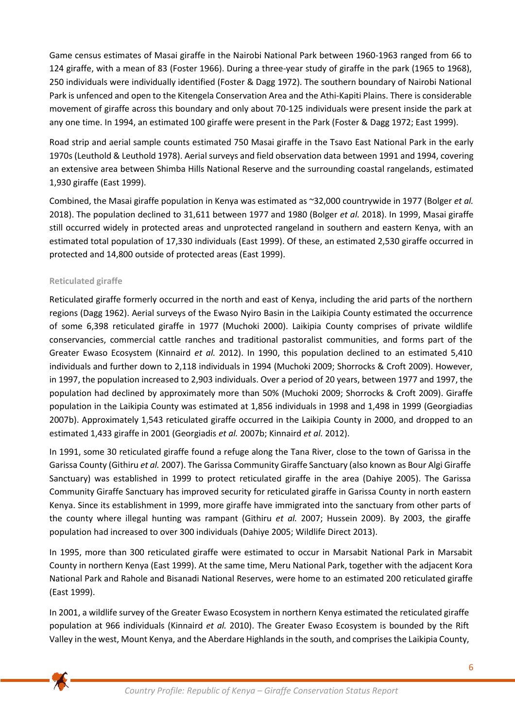Game census estimates of Masai giraffe in the Nairobi National Park between 1960-1963 ranged from 66 to 124 giraffe, with a mean of 83 (Foster 1966). During a three-year study of giraffe in the park (1965 to 1968), 250 individuals were individually identified (Foster & Dagg 1972). The southern boundary of Nairobi National Park is unfenced and open to the Kitengela Conservation Area and the Athi-Kapiti Plains. There is considerable movement of giraffe across this boundary and only about 70-125 individuals were present inside the park at any one time. In 1994, an estimated 100 giraffe were present in the Park (Foster & Dagg 1972; East 1999).

Road strip and aerial sample counts estimated 750 Masai giraffe in the Tsavo East National Park in the early 1970s (Leuthold & Leuthold 1978). Aerial surveys and field observation data between 1991 and 1994, covering an extensive area between Shimba Hills National Reserve and the surrounding coastal rangelands, estimated 1,930 giraffe (East 1999).

Combined, the Masai giraffe population in Kenya was estimated as ~32,000 countrywide in 1977 (Bolger *et al.* 2018). The population declined to 31,611 between 1977 and 1980 (Bolger *et al.* 2018). In 1999, Masai giraffe still occurred widely in protected areas and unprotected rangeland in southern and eastern Kenya, with an estimated total population of 17,330 individuals (East 1999). Of these, an estimated 2,530 giraffe occurred in protected and 14,800 outside of protected areas (East 1999).

#### Reticulated giraffe

Reticulated giraffe formerly occurred in the north and east of Kenya, including the arid parts of the northern regions (Dagg 1962). Aerial surveys of the Ewaso Nyiro Basin in the Laikipia County estimated the occurrence of some 6,398 reticulated giraffe in 1977 (Muchoki 2000). Laikipia County comprises of private wildlife conservancies, commercial cattle ranches and traditional pastoralist communities, and forms part of the Greater Ewaso Ecosystem (Kinnaird *et al.* 2012). In 1990, this population declined to an estimated 5,410 individuals and further down to 2,118 individuals in 1994 (Muchoki 2009; Shorrocks & Croft 2009). However, in 1997, the population increased to 2,903 individuals. Over a period of 20 years, between 1977 and 1997, the population had declined by approximately more than 50% (Muchoki 2009; Shorrocks & Croft 2009). Giraffe population in the Laikipia County was estimated at 1,856 individuals in 1998 and 1,498 in 1999 (Georgiadias 2007b). Approximately 1,543 reticulated giraffe occurred in the Laikipia County in 2000, and dropped to an estimated 1,433 giraffe in 2001 (Georgiadis *et al.* 2007b; Kinnaird *et al.* 2012).

In 1991, some 30 reticulated giraffe found a refuge along the Tana River, close to the town of Garissa in the Garissa County (Githiru *et al.* 2007). The Garissa Community Giraffe Sanctuary (also known as Bour Algi Giraffe Sanctuary) was established in 1999 to protect reticulated giraffe in the area (Dahiye 2005). The Garissa Community Giraffe Sanctuary has improved security for reticulated giraffe in Garissa County in north eastern Kenya. Since its establishment in 1999, more giraffe have immigrated into the sanctuary from other parts of the county where illegal hunting was rampant (Githiru *et al.* 2007; Hussein 2009). By 2003, the giraffe population had increased to over 300 individuals (Dahiye 2005; Wildlife Direct 2013).

In 1995, more than 300 reticulated giraffe were estimated to occur in Marsabit National Park in Marsabit County in northern Kenya (East 1999). At the same time, Meru National Park, together with the adjacent Kora National Park and Rahole and Bisanadi National Reserves, were home to an estimated 200 reticulated giraffe (East 1999).

In 2001, a wildlife survey of the Greater Ewaso Ecosystem in northern Kenya estimated the reticulated giraffe population at 966 individuals (Kinnaird *et al.* 2010). The Greater Ewaso Ecosystem is bounded by the Rift Valley in the west, Mount Kenya, and the Aberdare Highlands in the south, and comprises the Laikipia County,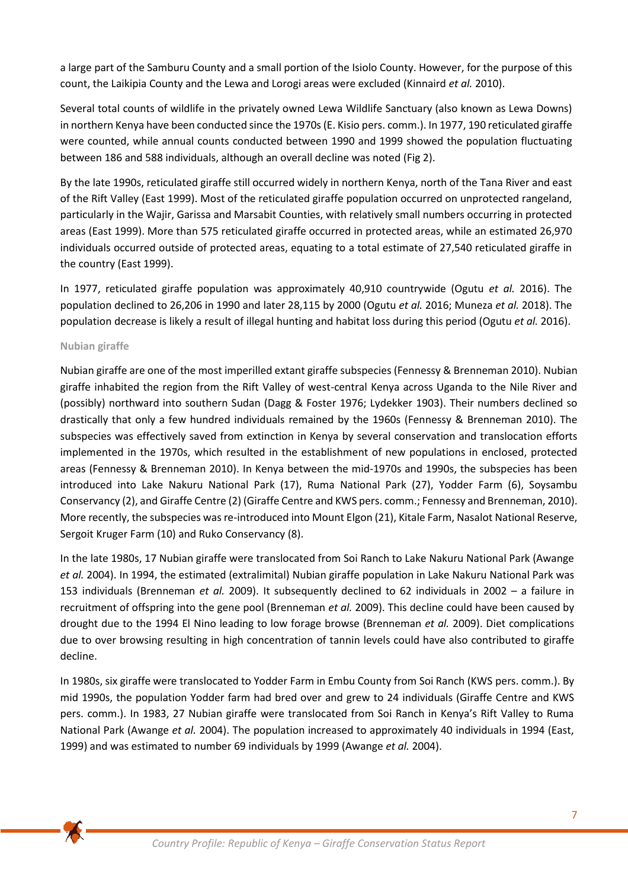a large part of the Samburu County and a small portion of the Isiolo County. However, for the purpose of this count, the Laikipia County and the Lewa and Lorogi areas were excluded (Kinnaird *et al.* 2010).

Several total counts of wildlife in the privately owned Lewa Wildlife Sanctuary (also known as Lewa Downs) in northern Kenya have been conducted since the 1970s (E. Kisio pers. comm.). In 1977, 190 reticulated giraffe were counted, while annual counts conducted between 1990 and 1999 showed the population fluctuating between 186 and 588 individuals, although an overall decline was noted (Fig 2).

By the late 1990s, reticulated giraffe still occurred widely in northern Kenya, north of the Tana River and east of the Rift Valley (East 1999). Most of the reticulated giraffe population occurred on unprotected rangeland, particularly in the Wajir, Garissa and Marsabit Counties, with relatively small numbers occurring in protected areas (East 1999). More than 575 reticulated giraffe occurred in protected areas, while an estimated 26,970 individuals occurred outside of protected areas, equating to a total estimate of 27,540 reticulated giraffe in the country (East 1999).

In 1977, reticulated giraffe population was approximately 40,910 countrywide (Ogutu *et al.* 2016). The population declined to 26,206 in 1990 and later 28,115 by 2000 (Ogutu *et al.* 2016; Muneza *et al.* 2018). The population decrease is likely a result of illegal hunting and habitat loss during this period (Ogutu *et al.* 2016).

### Nubian giraffe

Nubian giraffe are one of the most imperilled extant giraffe subspecies (Fennessy & Brenneman 2010). Nubian giraffe inhabited the region from the Rift Valley of west-central Kenya across Uganda to the Nile River and (possibly) northward into southern Sudan (Dagg & Foster 1976; Lydekker 1903). Their numbers declined so drastically that only a few hundred individuals remained by the 1960s (Fennessy & Brenneman 2010). The subspecies was effectively saved from extinction in Kenya by several conservation and translocation efforts implemented in the 1970s, which resulted in the establishment of new populations in enclosed, protected areas (Fennessy & Brenneman 2010). In Kenya between the mid-1970s and 1990s, the subspecies has been introduced into Lake Nakuru National Park (17), Ruma National Park (27), Yodder Farm (6), Soysambu Conservancy (2), and Giraffe Centre (2) (Giraffe Centre and KWS pers. comm.; Fennessy and Brenneman, 2010). More recently, the subspecies was re-introduced into Mount Elgon (21), Kitale Farm, Nasalot National Reserve, Sergoit Kruger Farm (10) and Ruko Conservancy (8).

In the late 1980s, 17 Nubian giraffe were translocated from Soi Ranch to Lake Nakuru National Park (Awange *et al.* 2004). In 1994, the estimated (extralimital) Nubian giraffe population in Lake Nakuru National Park was 153 individuals (Brenneman *et al.* 2009). It subsequently declined to 62 individuals in 2002 – a failure in recruitment of offspring into the gene pool (Brenneman *et al.* 2009). This decline could have been caused by drought due to the 1994 El Nino leading to low forage browse (Brenneman *et al.* 2009). Diet complications due to over browsing resulting in high concentration of tannin levels could have also contributed to giraffe decline.

In 1980s, six giraffe were translocated to Yodder Farm in Embu County from Soi Ranch (KWS pers. comm.). By mid 1990s, the population Yodder farm had bred over and grew to 24 individuals (Giraffe Centre and KWS pers. comm.). In 1983, 27 Nubian giraffe were translocated from Soi Ranch in Kenya's Rift Valley to Ruma National Park (Awange *et al.* 2004). The population increased to approximately 40 individuals in 1994 (East, 1999) and was estimated to number 69 individuals by 1999 (Awange *et al.* 2004).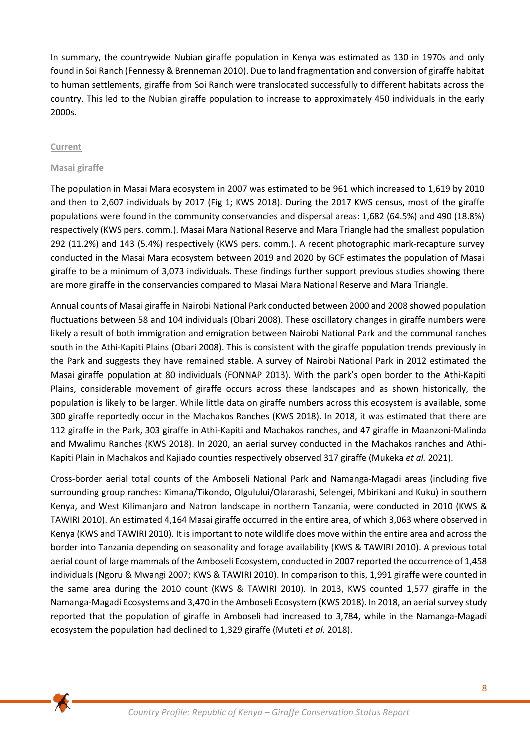In summary, the countrywide Nubian giraffe population in Kenya was estimated as 130 in 1970s and only found in Soi Ranch (Fennessy & Brenneman 2010). Due to land fragmentation and conversion of giraffe habitat to human settlements, giraffe from Soi Ranch were translocated successfully to different habitats across the country. This led to the Nubian giraffe population to increase to approximately 450 individuals in the early 2000s.

### Current

#### Masai giraffe

The population in Masai Mara ecosystem in 2007 was estimated to be 961 which increased to 1,619 by 2010 and then to 2,607 individuals by 2017 (Fig 1; KWS 2018). During the 2017 KWS census, most of the giraffe populations were found in the community conservancies and dispersal areas: 1,682 (64.5%) and 490 (18.8%) respectively (KWS pers. comm.). Masai Mara National Reserve and Mara Triangle had the smallest population 292 (11.2%) and 143 (5.4%) respectively (KWS pers. comm.). A recent photographic mark-recapture survey conducted in the Masai Mara ecosystem between 2019 and 2020 by GCF estimates the population of Masai giraffe to be a minimum of 3,073 individuals. These findings further support previous studies showing there are more giraffe in the conservancies compared to Masai Mara National Reserve and Mara Triangle.

Annual counts of Masai giraffe in Nairobi National Park conducted between 2000 and 2008 showed population fluctuations between 58 and 104 individuals (Obari 2008). These oscillatory changes in giraffe numbers were likely a result of both immigration and emigration between Nairobi National Park and the communal ranches south in the Athi-Kapiti Plains (Obari 2008). This is consistent with the giraffe population trends previously in the Park and suggests they have remained stable. A survey of Nairobi National Park in 2012 estimated the Masai giraffe population at 80 individuals (FONNAP 2013). With the park's open border to the Athi-Kapiti Plains, considerable movement of giraffe occurs across these landscapes and as shown historically, the population is likely to be larger. While little data on giraffe numbers across this ecosystem is available, some 300 giraffe reportedly occur in the Machakos Ranches (KWS 2018). In 2018, it was estimated that there are 112 giraffe in the Park, 303 giraffe in Athi-Kapiti and Machakos ranches, and 47 giraffe in Maanzoni-Malinda and Mwalimu Ranches (KWS 2018). In 2020, an aerial survey conducted in the Machakos ranches and Athi-Kapiti Plain in Machakos and Kajiado counties respectively observed 317 giraffe (Mukeka *et al.* 2021).

Cross-border aerial total counts of the Amboseli National Park and Namanga-Magadi areas (including five surrounding group ranches: Kimana/Tikondo, Olgulului/Olararashi, Selengei, Mbirikani and Kuku) in southern Kenya, and West Kilimanjaro and Natron landscape in northern Tanzania, were conducted in 2010 (KWS & TAWIRI 2010). An estimated 4,164 Masai giraffe occurred in the entire area, of which 3,063 where observed in Kenya (KWS and TAWIRI 2010). It is important to note wildlife does move within the entire area and across the border into Tanzania depending on seasonality and forage availability (KWS & TAWIRI 2010). A previous total aerial count of large mammals of the Amboseli Ecosystem, conducted in 2007 reported the occurrence of 1,458 individuals (Ngoru & Mwangi 2007; KWS & TAWIRI 2010). In comparison to this, 1,991 giraffe were counted in the same area during the 2010 count (KWS & TAWIRI 2010). In 2013, KWS counted 1,577 giraffe in the Namanga-Magadi Ecosystems and 3,470 in the Amboseli Ecosystem (KWS 2018). In 2018, an aerial survey study reported that the population of giraffe in Amboseli had increased to 3,784, while in the Namanga-Magadi ecosystem the population had declined to 1,329 giraffe (Muteti *et al.* 2018).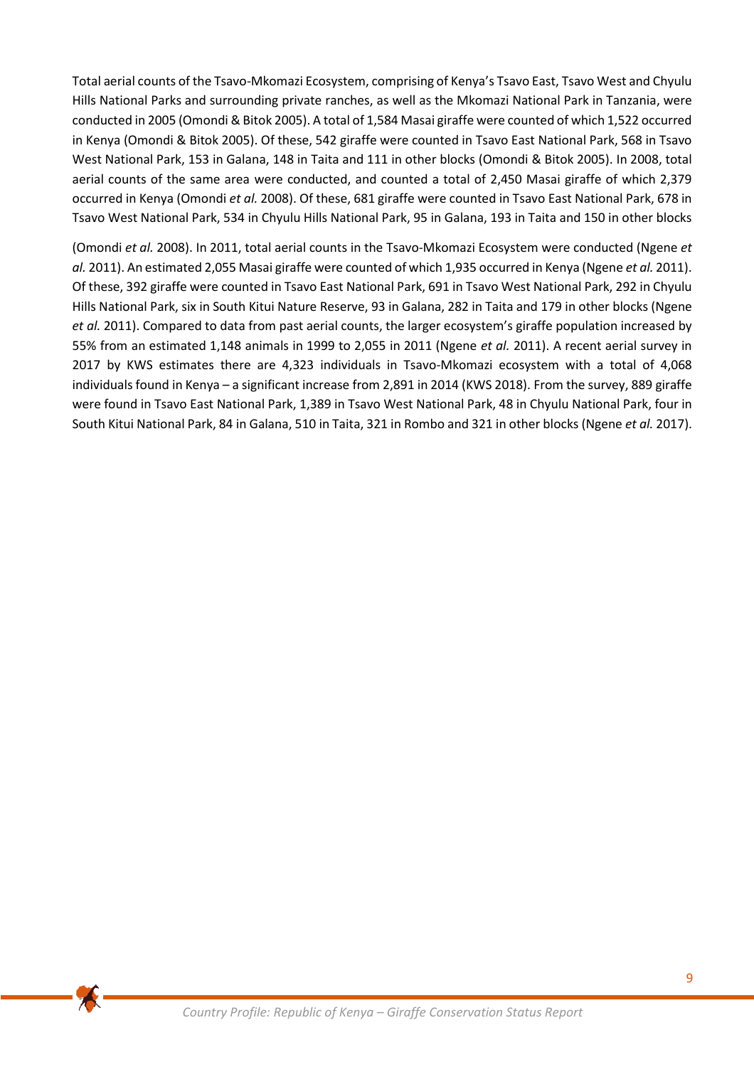Total aerial counts of the Tsavo-Mkomazi Ecosystem, comprising of Kenya's Tsavo East, Tsavo West and Chyulu Hills National Parks and surrounding private ranches, as well as the Mkomazi National Park in Tanzania, were conducted in 2005 (Omondi & Bitok 2005). A total of 1,584 Masai giraffe were counted of which 1,522 occurred in Kenya (Omondi & Bitok 2005). Of these, 542 giraffe were counted in Tsavo East National Park, 568 in Tsavo West National Park, 153 in Galana, 148 in Taita and 111 in other blocks (Omondi & Bitok 2005). In 2008, total aerial counts of the same area were conducted, and counted a total of 2,450 Masai giraffe of which 2,379 occurred in Kenya (Omondi *et al.* 2008). Of these, 681 giraffe were counted in Tsavo East National Park, 678 in Tsavo West National Park, 534 in Chyulu Hills National Park, 95 in Galana, 193 in Taita and 150 in other blocks (Omondi *et al.* 2008). In 2011, total aerial counts in the Tsavo-Mkomazi Ecosystem were conducted (Ngene *et al.* 2011). An estimated 2,055 Masai giraffe were counted of which 1,935 occurred in Kenya (Ngene *et al.* 2011). Of these, 392 giraffe were counted in Tsavo East National Park, 691 in Tsavo West National Park, 292 in Chyulu Hills National Park, six in South Kitui Nature Reserve, 93 in Galana, 282 in Taita and 179 in other blocks (Ngene *et al.* 2011). Compared to data from past aerial counts, the larger ecosystem's giraffe population increased by 55% from an estimated 1,148 animals in 1999 to 2,055 in 2011 (Ngene *et al.* 2011). A recent aerial survey in 2017 by KWS estimates there are 4,323 individuals in Tsavo-Mkomazi ecosystem with a total of 4,068 individuals found in Kenya – a significant increase from 2,891 in 2014 (KWS 2018). From the survey, 889 giraffe were found in Tsavo East National Park, 1,389 in Tsavo West National Park, 48 in Chyulu National Park, four in South Kitui National Park, 84 in Galana, 510 in Taita, 321 in Rombo and 321 in other blocks (Ngene *et al.* 2017).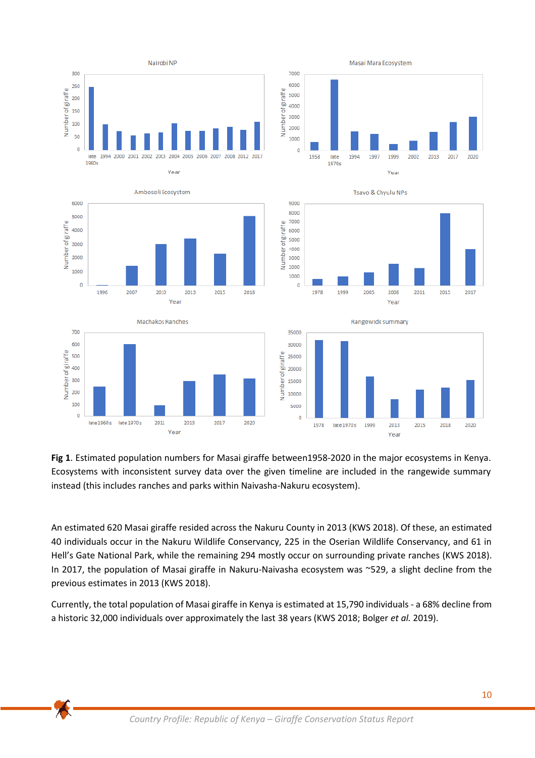**Fig 1**. Estimated population numbers for Masai giraffe between1958-2020 in the major ecosystems in Kenya. Ecosystems with inconsistent survey data over the given timeline are included in the rangewide summary instead (this includes ranches and parks within Naivasha-Nakuru ecosystem).

An estimated 620 Masai giraffe resided across the Nakuru County in 2013 (KWS 2018). Of these, an estimated 40 individuals occur in the Nakuru Wildlife Conservancy, 225 in the Oserian Wildlife Conservancy, and 61 in Hell's Gate National Park, while the remaining 294 mostly occur on surrounding private ranches (KWS 2018). In 2017, the population of Masai giraffe in Nakuru-Naivasha ecosystem was ~529, a slight decline from the previous estimates in 2013 (KWS 2018).

Currently, the total population of Masai giraffe in Kenya is estimated at 15,790 individuals - a 68% decline from a historic 32,000 individuals over approximately the last 38 years (KWS 2018; Bolger *et al.* 2019).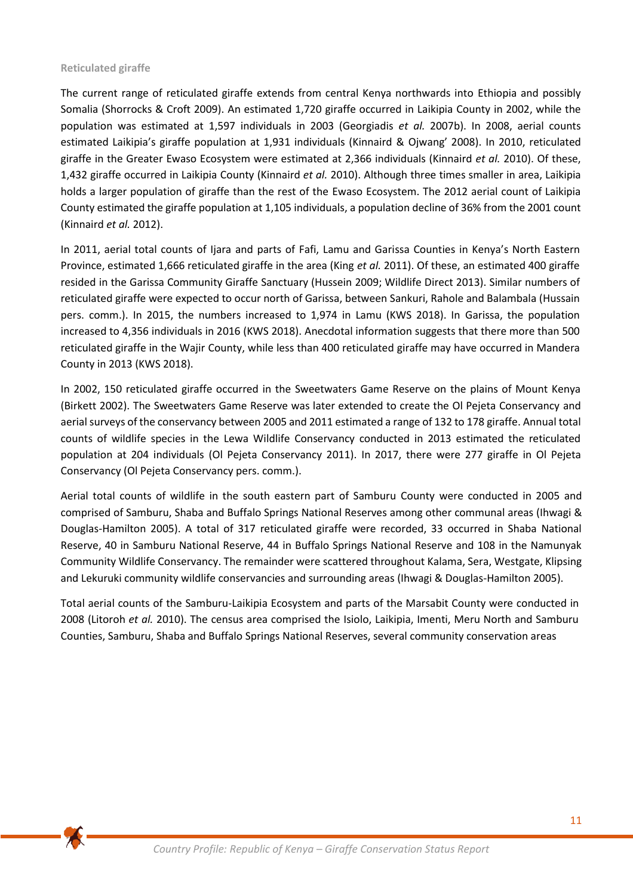### Reticulated giraffe

The current range of reticulated giraffe extends from central Kenya northwards into Ethiopia and possibly Somalia (Shorrocks & Croft 2009). An estimated 1,720 giraffe occurred in Laikipia County in 2002, while the population was estimated at 1,597 individuals in 2003 (Georgiadis *et al.* 2007b). In 2008, aerial counts estimated Laikipia's giraffe population at 1,931 individuals (Kinnaird & Ojwang' 2008). In 2010, reticulated giraffe in the Greater Ewaso Ecosystem were estimated at 2,366 individuals (Kinnaird *et al.* 2010). Of these, 1,432 giraffe occurred in Laikipia County (Kinnaird *et al.* 2010). Although three times smaller in area, Laikipia holds a larger population of giraffe than the rest of the Ewaso Ecosystem. The 2012 aerial count of Laikipia County estimated the giraffe population at 1,105 individuals, a population decline of 36% from the 2001 count (Kinnaird *et al.* 2012).

In 2011, aerial total counts of Ijara and parts of Fafi, Lamu and Garissa Counties in Kenya's North Eastern Province, estimated 1,666 reticulated giraffe in the area (King *et al.* 2011). Of these, an estimated 400 giraffe resided in the Garissa Community Giraffe Sanctuary (Hussein 2009; Wildlife Direct 2013). Similar numbers of reticulated giraffe were expected to occur north of Garissa, between Sankuri, Rahole and Balambala (Hussain pers. comm.). In 2015, the numbers increased to 1,974 in Lamu (KWS 2018). In Garissa, the population increased to 4,356 individuals in 2016 (KWS 2018). Anecdotal information suggests that there more than 500 reticulated giraffe in the Wajir County, while less than 400 reticulated giraffe may have occurred in Mandera County in 2013 (KWS 2018).

In 2002, 150 reticulated giraffe occurred in the Sweetwaters Game Reserve on the plains of Mount Kenya (Birkett 2002). The Sweetwaters Game Reserve was later extended to create the Ol Pejeta Conservancy and aerial surveys of the conservancy between 2005 and 2011 estimated a range of 132 to 178 giraffe. Annual total counts of wildlife species in the Lewa Wildlife Conservancy conducted in 2013 estimated the reticulated population at 204 individuals (Ol Pejeta Conservancy 2011). In 2017, there were 277 giraffe in Ol Pejeta Conservancy (Ol Pejeta Conservancy pers. comm.).

Aerial total counts of wildlife in the south eastern part of Samburu County were conducted in 2005 and comprised of Samburu, Shaba and Buffalo Springs National Reserves among other communal areas (Ihwagi & Douglas-Hamilton 2005). A total of 317 reticulated giraffe were recorded, 33 occurred in Shaba National Reserve, 40 in Samburu National Reserve, 44 in Buffalo Springs National Reserve and 108 in the Namunyak Community Wildlife Conservancy. The remainder were scattered throughout Kalama, Sera, Westgate, Klipsing and Lekuruki community wildlife conservancies and surrounding areas (Ihwagi & Douglas-Hamilton 2005).

Total aerial counts of the Samburu-Laikipia Ecosystem and parts of the Marsabit County were conducted in 2008 (Litoroh *et al.* 2010). The census area comprised the Isiolo, Laikipia, Imenti, Meru North and Samburu Counties, Samburu, Shaba and Buffalo Springs National Reserves, several community conservation areas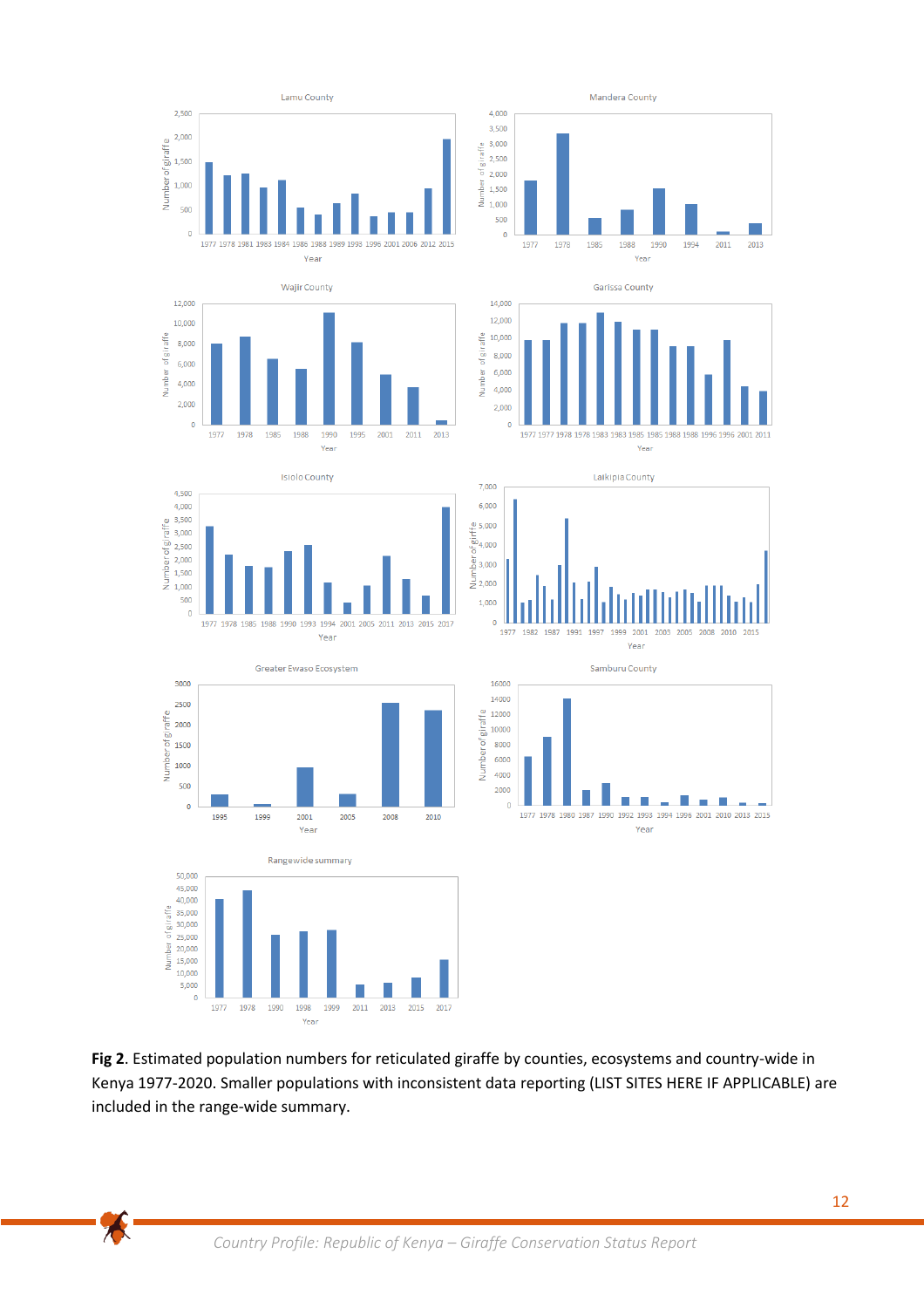**Fig 2**. Estimated population numbers for reticulated giraffe by counties, ecosystems and country-wide in Kenya 1977-2020. Smaller populations with inconsistent data reporting (LIST SITES HERE IF APPLICABLE) are included in the range-wide summary.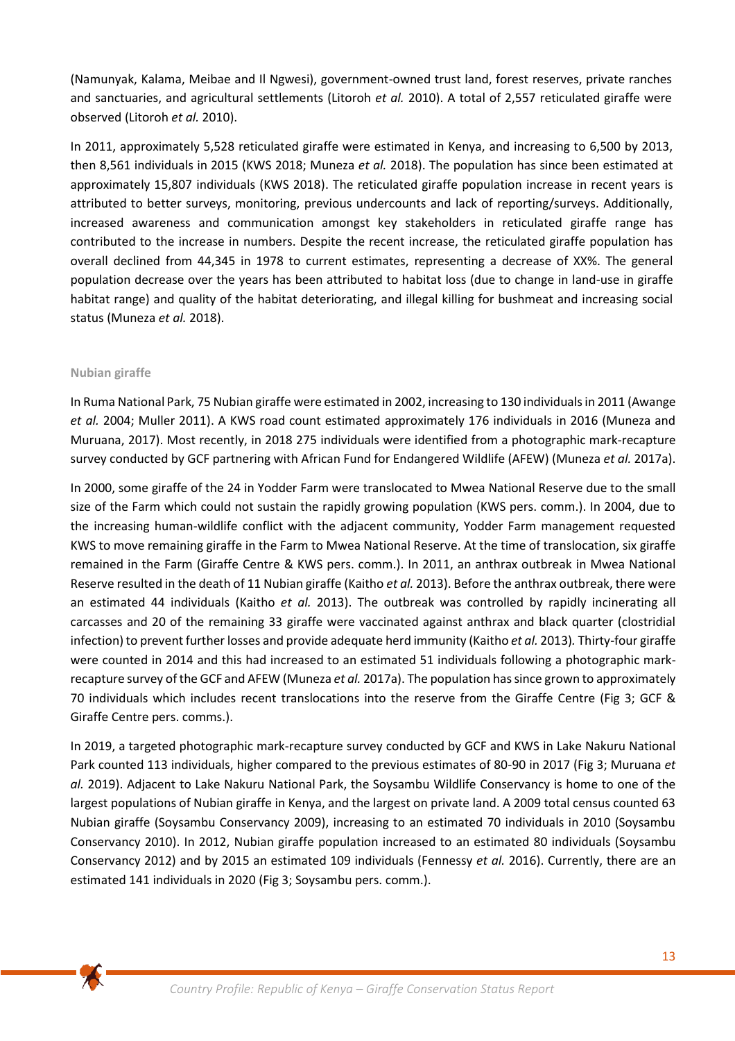(Namunyak, Kalama, Meibae and Il Ngwesi), government-owned trust land, forest reserves, private ranches and sanctuaries, and agricultural settlements (Litoroh *et al.* 2010). A total of 2,557 reticulated giraffe were observed (Litoroh *et al.* 2010).

In 2011, approximately 5,528 reticulated giraffe were estimated in Kenya, and increasing to 6,500 by 2013, then 8,561 individuals in 2015 (KWS 2018; Muneza *et al.* 2018). The population has since been estimated at approximately 15,807 individuals (KWS 2018). The reticulated giraffe population increase in recent years is attributed to better surveys, monitoring, previous undercounts and lack of reporting/surveys. Additionally, increased awareness and communication amongst key stakeholders in reticulated giraffe range has contributed to the increase in numbers. Despite the recent increase, the reticulated giraffe population has overall declined from 44,345 in 1978 to current estimates, representing a decrease of XX%. The general population decrease over the years has been attributed to habitat loss (due to change in land-use in giraffe habitat range) and quality of the habitat deteriorating, and illegal killing for bushmeat and increasing social status (Muneza *et al.* 2018).

#### Nubian giraffe

In Ruma National Park, 75 Nubian giraffe were estimated in 2002, increasing to 130 individuals in 2011 (Awange *et al.* 2004; Muller 2011). A KWS road count estimated approximately 176 individuals in 2016 (Muneza and Muruana, 2017). Most recently, in 2018 275 individuals were identified from a photographic mark-recapture survey conducted by GCF partnering with African Fund for Endangered Wildlife (AFEW) (Muneza *et al.* 2017a).

In 2000, some giraffe of the 24 in Yodder Farm were translocated to Mwea National Reserve due to the small size of the Farm which could not sustain the rapidly growing population (KWS pers. comm.). In 2004, due to the increasing human-wildlife conflict with the adjacent community, Yodder Farm management requested KWS to move remaining giraffe in the Farm to Mwea National Reserve. At the time of translocation, six giraffe remained in the Farm (Giraffe Centre & KWS pers. comm.). In 2011, an anthrax outbreak in Mwea National Reserve resulted in the death of 11 Nubian giraffe (Kaitho *et al.* 2013). Before the anthrax outbreak, there were an estimated 44 individuals (Kaitho *et al.* 2013). The outbreak was controlled by rapidly incinerating all carcasses and 20 of the remaining 33 giraffe were vaccinated against anthrax and black quarter (clostridial infection) to prevent further losses and provide adequate herd immunity (Kaitho *et al.* 2013). Thirty-four giraffe were counted in 2014 and this had increased to an estimated 51 individuals following a photographic mark-recapture survey of the GCF and AFEW (Muneza *et al.* 2017a). The population has since grown to approximately 70 individuals which includes recent translocations into the reserve from the Giraffe Centre (Fig 3; GCF & Giraffe Centre pers. comms.).

In 2019, a targeted photographic mark-recapture survey conducted by GCF and KWS in Lake Nakuru National Park counted 113 individuals, higher compared to the previous estimates of 80-90 in 2017 (Fig 3; Muruana *et al.* 2019). Adjacent to Lake Nakuru National Park, the Soysambu Wildlife Conservancy is home to one of the largest populations of Nubian giraffe in Kenya, and the largest on private land. A 2009 total census counted 63 Nubian giraffe (Soysambu Conservancy 2009), increasing to an estimated 70 individuals in 2010 (Soysambu Conservancy 2010). In 2012, Nubian giraffe population increased to an estimated 80 individuals (Soysambu Conservancy 2012) and by 2015 an estimated 109 individuals (Fennessy *et al.* 2016). Currently, there are an estimated 141 individuals in 2020 (Fig 3; Soysambu pers. comm.).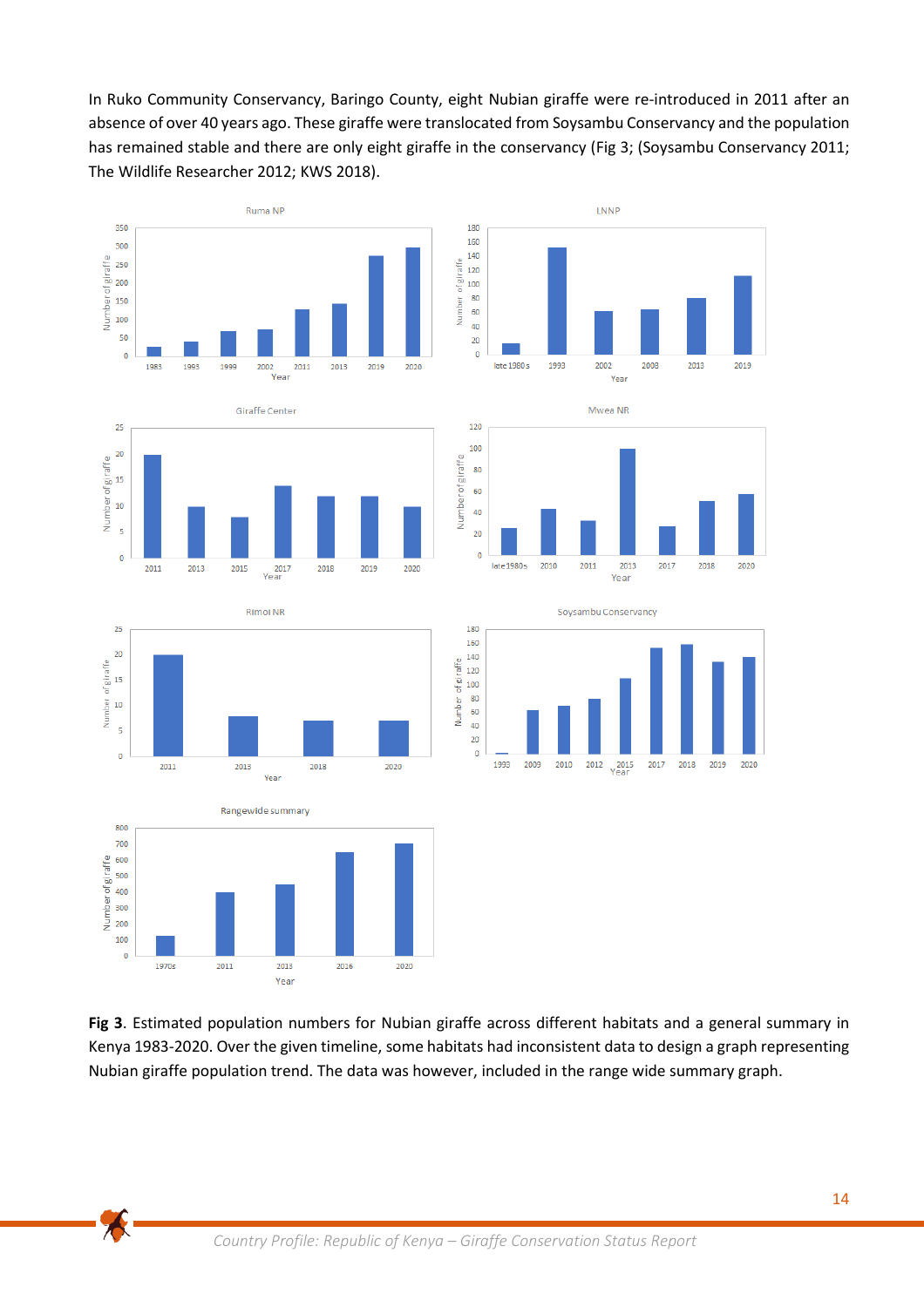In Ruko Community Conservancy, Baringo County, eight Nubian giraffe were re-introduced in 2011 after an absence of over 40 years ago. These giraffe were translocated from Soysambu Conservancy and the population has remained stable and there are only eight giraffe in the conservancy (Fig 3; (Soysambu Conservancy 2011; The Wildlife Researcher 2012; KWS 2018).

**Fig 3**. Estimated population numbers for Nubian giraffe across different habitats and a general summary in Kenya 1983-2020. Over the given timeline, some habitats had inconsistent data to design a graph representing Nubian giraffe population trend. The data was however, included in the range wide summary graph.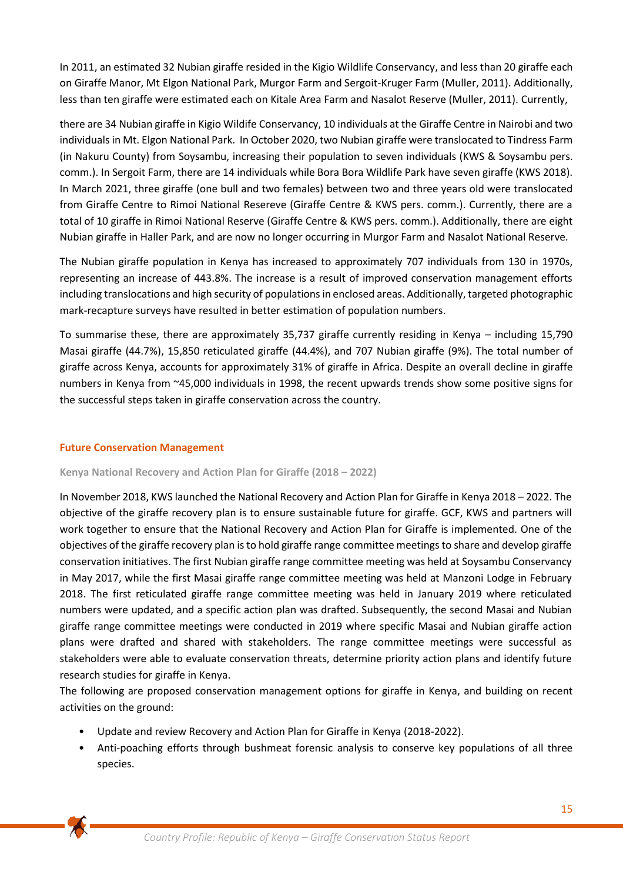In 2011, an estimated 32 Nubian giraffe resided in the Kigio Wildlife Conservancy, and less than 20 giraffe each on Giraffe Manor, Mt Elgon National Park, Murgor Farm and Sergoit-Kruger Farm (Muller, 2011). Additionally, less than ten giraffe were estimated each on Kitale Area Farm and Nasalot Reserve (Muller, 2011). Currently,

there are 34 Nubian giraffe in Kigio Wildife Conservancy, 10 individuals at the Giraffe Centre in Nairobi and two individuals in Mt. Elgon National Park. In October 2020, two Nubian giraffe were translocated to Tindress Farm (in Nakuru County) from Soysambu, increasing their population to seven individuals (KWS & Soysambu pers. comm.). In Sergoit Farm, there are 14 individuals while Bora Bora Wildlife Park have seven giraffe (KWS 2018). In March 2021, three giraffe (one bull and two females) between two and three years old were translocated from Giraffe Centre to Rimoi National Resereve (Giraffe Centre & KWS pers. comm.). Currently, there are a total of 10 giraffe in Rimoi National Reserve (Giraffe Centre & KWS pers. comm.). Additionally, there are eight Nubian giraffe in Haller Park, and are now no longer occurring in Murgor Farm and Nasalot National Reserve.

The Nubian giraffe population in Kenya has increased to approximately 707 individuals from 130 in 1970s, representing an increase of 443.8%. The increase is a result of improved conservation management efforts including translocations and high security of populations in enclosed areas. Additionally, targeted photographic mark-recapture surveys have resulted in better estimation of population numbers.

To summarise these, there are approximately 35,737 giraffe currently residing in Kenya – including 15,790 Masai giraffe (44.7%), 15,850 reticulated giraffe (44.4%), and 707 Nubian giraffe (9%). The total number of giraffe across Kenya, accounts for approximately 31% of giraffe in Africa. Despite an overall decline in giraffe numbers in Kenya from ~45,000 individuals in 1998, the recent upwards trends show some positive signs for the successful steps taken in giraffe conservation across the country.

## Future Conservation Management

### Kenya National Recovery and Action Plan for Giraffe (2018 – 2022)

In November 2018, KWS launched the National Recovery and Action Plan for Giraffe in Kenya 2018 – 2022. The objective of the giraffe recovery plan is to ensure sustainable future for giraffe. GCF, KWS and partners will work together to ensure that the National Recovery and Action Plan for Giraffe is implemented. One of the objectives of the giraffe recovery plan is to hold giraffe range committee meetings to share and develop giraffe conservation initiatives. The first Nubian giraffe range committee meeting was held at Soysambu Conservancy in May 2017, while the first Masai giraffe range committee meeting was held at Manzoni Lodge in February 2018. The first reticulated giraffe range committee meeting was held in January 2019 where reticulated numbers were updated, and a specific action plan was drafted. Subsequently, the second Masai and Nubian giraffe range committee meetings were conducted in 2019 where specific Masai and Nubian giraffe action plans were drafted and shared with stakeholders. The range committee meetings were successful as stakeholders were able to evaluate conservation threats, determine priority action plans and identify future research studies for giraffe in Kenya.

The following are proposed conservation management options for giraffe in Kenya, and building on recent activities on the ground:

- Update and review Recovery and Action Plan for Giraffe in Kenya (2018-2022).
- Anti-poaching efforts through bushmeat forensic analysis to conserve key populations of all three species.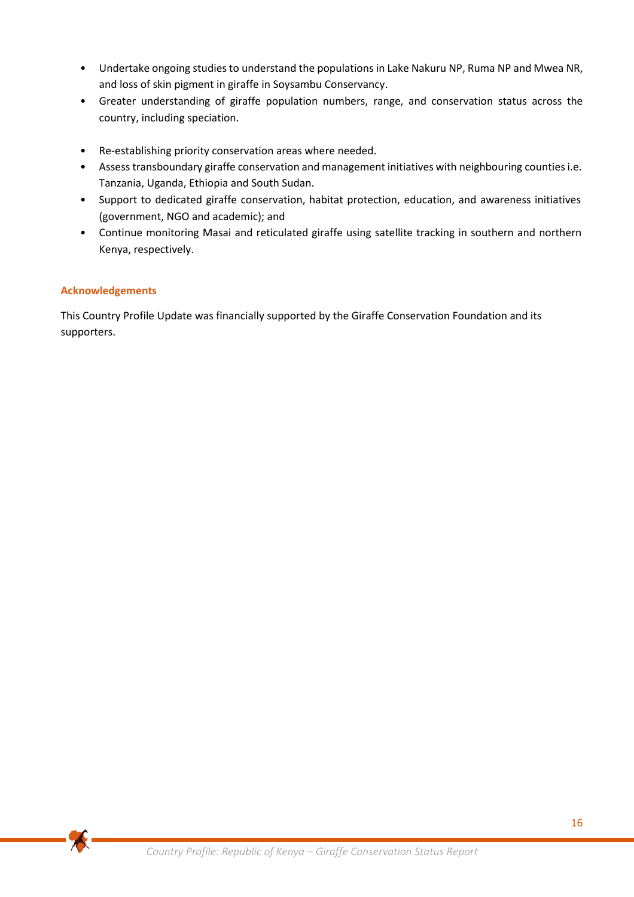- Undertake ongoing studies to understand the populations in Lake Nakuru NP, Ruma NP and Mwea NR, and loss of skin pigment in giraffe in Soysambu Conservancy.
- Greater understanding of giraffe population numbers, range, and conservation status across the country, including speciation.
- Re-establishing priority conservation areas where needed.
- Assess transboundary giraffe conservation and management initiatives with neighbouring counties i.e. Tanzania, Uganda, Ethiopia and South Sudan.
- Support to dedicated giraffe conservation, habitat protection, education, and awareness initiatives (government, NGO and academic); and
- Continue monitoring Masai and reticulated giraffe using satellite tracking in southern and northern Kenya, respectively.

## Acknowledgements

This Country Profile Update was financially supported by the Giraffe Conservation Foundation and its supporters.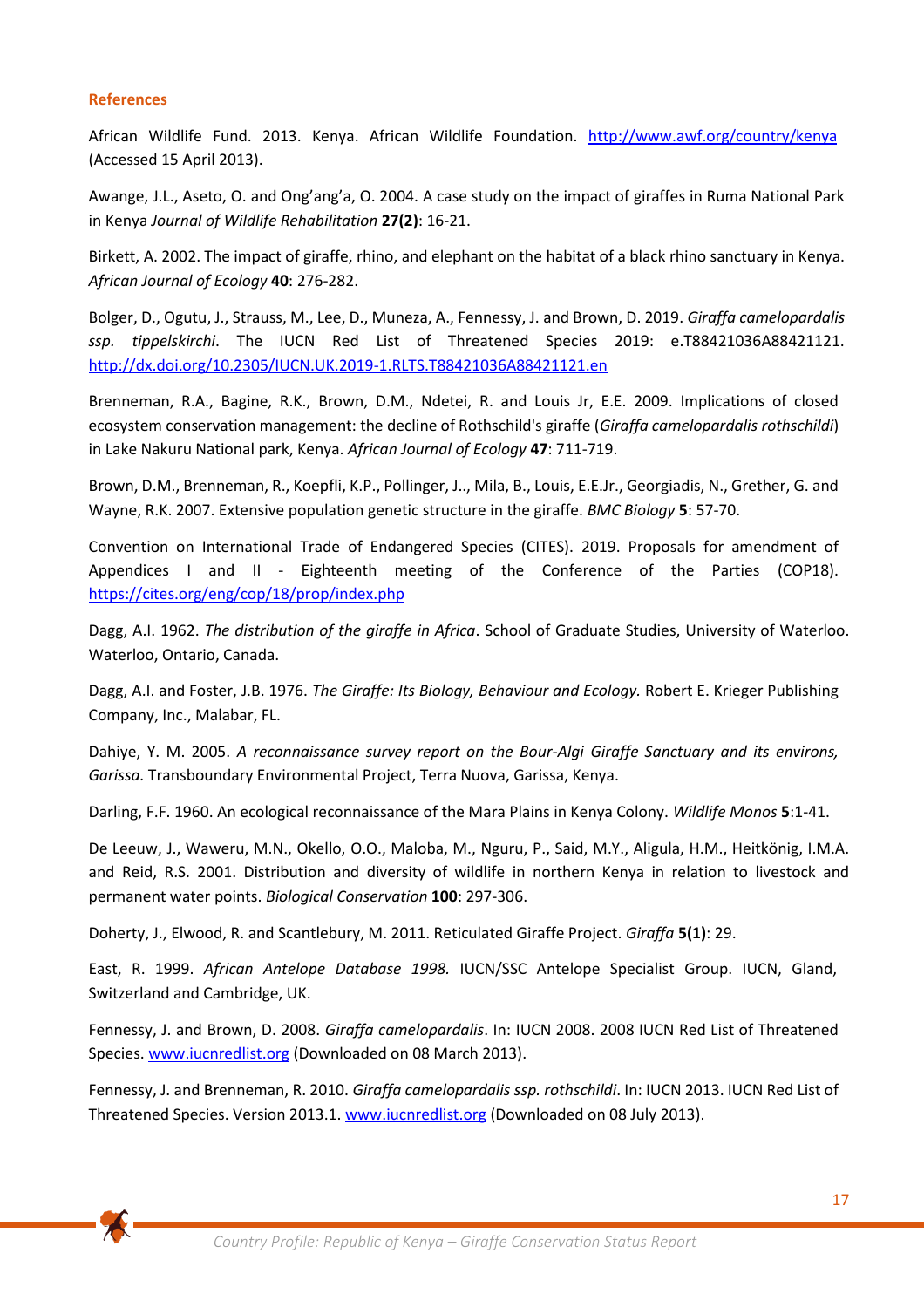## References

African Wildlife Fund. 2013. Kenya. African Wildlife Foundation. http://www.awf.org/country/kenya (Accessed 15 April 2013).

Awange, J.L., Aseto, O. and Ong'ang'a, O. 2004. A case study on the impact of giraffes in Ruma National Park in Kenya *Journal of Wildlife Rehabilitation* **27(2)**: 16-21.

Birkett, A. 2002. The impact of giraffe, rhino, and elephant on the habitat of a black rhino sanctuary in Kenya. *African Journal of Ecology* **40**: 276-282.

Bolger, D., Ogutu, J., Strauss, M., Lee, D., Muneza, A., Fennessy, J. and Brown, D. 2019. *Giraffa camelopardalis ssp. tippelskirchi*. The IUCN Red List of Threatened Species 2019: e.T88421036A88421121. http://dx.doi.org/10.2305/IUCN.UK.2019-1.RLTS.T88421036A88421121.en

Brenneman, R.A., Bagine, R.K., Brown, D.M., Ndetei, R. and Louis Jr, E.E. 2009. Implications of closed ecosystem conservation management: the decline of Rothschild's giraffe (*Giraffa camelopardalis rothschildi*) in Lake Nakuru National park, Kenya. *African Journal of Ecology* **47**: 711-719.

Brown, D.M., Brenneman, R., Koepfli, K.P., Pollinger, J.., Mila, B., Louis, E.E.Jr., Georgiadis, N., Grether, G. and Wayne, R.K. 2007. Extensive population genetic structure in the giraffe. *BMC Biology* **5**: 57-70.

Convention on International Trade of Endangered Species (CITES). 2019. Proposals for amendment of Appendices I and II - Eighteenth meeting of the Conference of the Parties (COP18). https://cites.org/eng/cop/18/prop/index.php

Dagg, A.I. 1962. *The distribution of the giraffe in Africa*. School of Graduate Studies, University of Waterloo. Waterloo, Ontario, Canada.

Dagg, A.I. and Foster, J.B. 1976. *The Giraffe: Its Biology, Behaviour and Ecology.* Robert E. Krieger Publishing Company, Inc., Malabar, FL.

Dahiye, Y. M. 2005. *A reconnaissance survey report on the Bour-Algi Giraffe Sanctuary and its environs, Garissa.* Transboundary Environmental Project, Terra Nuova, Garissa, Kenya.

Darling, F.F. 1960. An ecological reconnaissance of the Mara Plains in Kenya Colony. *Wildlife Monos* **5**:1-41.

De Leeuw, J., Waweru, M.N., Okello, O.O., Maloba, M., Nguru, P., Said, M.Y., Aligula, H.M., Heitkönig, I.M.A. and Reid, R.S. 2001. Distribution and diversity of wildlife in northern Kenya in relation to livestock and permanent water points. *Biological Conservation* **100**: 297-306.

Doherty, J., Elwood, R. and Scantlebury, M. 2011. Reticulated Giraffe Project. *Giraffa* **5(1)**: 29.

East, R. 1999. *African Antelope Database 1998.* IUCN/SSC Antelope Specialist Group. IUCN, Gland, Switzerland and Cambridge, UK.

Fennessy, J. and Brown, D. 2008. *Giraffa camelopardalis*. In: IUCN 2008. 2008 IUCN Red List of Threatened Species. www.iucnredlist.org (Downloaded on 08 March 2013).

Fennessy, J. and Brenneman, R. 2010. *Giraffa camelopardalis ssp. rothschildi*. In: IUCN 2013. IUCN Red List of Threatened Species. Version 2013.1. www.iucnredlist.org (Downloaded on 08 July 2013).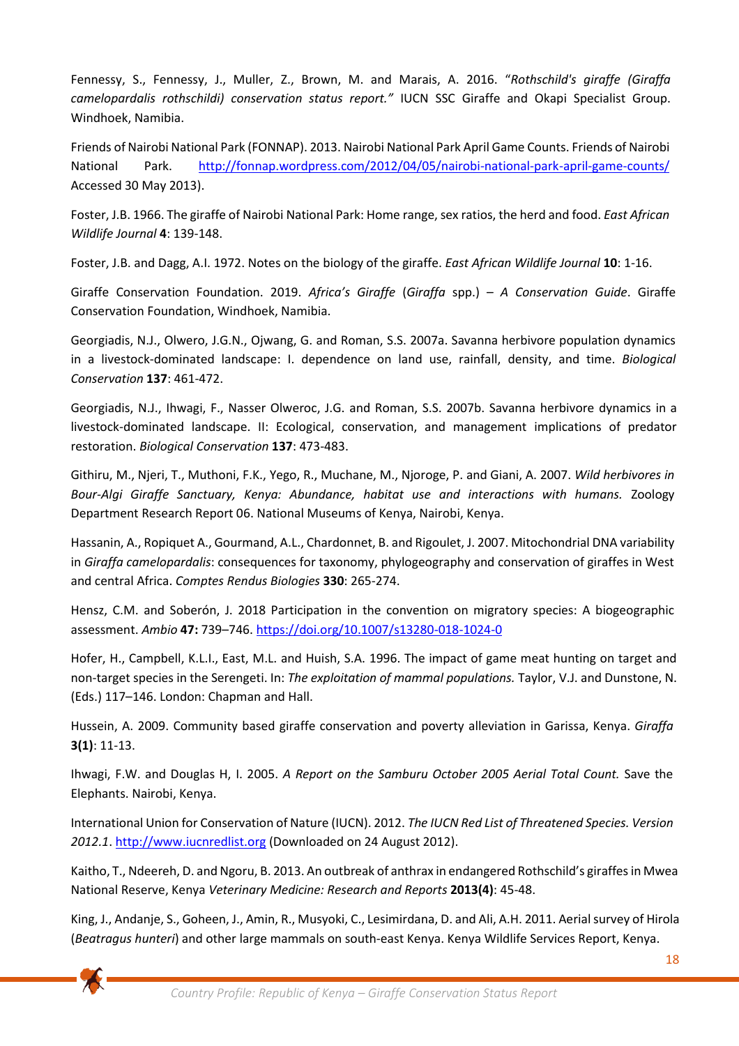Fennessy, S., Fennessy, J., Muller, Z., Brown, M. and Marais, A. 2016. "*Rothschild's giraffe (Giraffa camelopardalis rothschildi) conservation status report.*" IUCN SSC Giraffe and Okapi Specialist Group. Windhoek, Namibia.

Friends of Nairobi National Park (FONNAP). 2013. Nairobi National Park April Game Counts. Friends of Nairobi National Park. http://fonnap.wordpress.com/2012/04/05/nairobi-national-park-april-game-counts/ Accessed 30 May 2013).

Foster, J.B. 1966. The giraffe of Nairobi National Park: Home range, sex ratios, the herd and food. *East African Wildlife Journal* **4**: 139-148.

Foster, J.B. and Dagg, A.I. 1972. Notes on the biology of the giraffe. *East African Wildlife Journal* **10**: 1-16.

Giraffe Conservation Foundation. 2019. *Africa's Giraffe* (*Giraffa* spp.) – *A Conservation Guide*. Giraffe Conservation Foundation, Windhoek, Namibia.

Georgiadis, N.J., Olwero, J.G.N., Ojwang, G. and Roman, S.S. 2007a. Savanna herbivore population dynamics in a livestock-dominated landscape: I. dependence on land use, rainfall, density, and time. *Biological Conservation* **137**: 461-472.

Georgiadis, N.J., Ihwagi, F., Nasser Olweroc, J.G. and Roman, S.S. 2007b. Savanna herbivore dynamics in a livestock-dominated landscape. II: Ecological, conservation, and management implications of predator restoration. *Biological Conservation* **137**: 473-483.

Githiru, M., Njeri, T., Muthoni, F.K., Yego, R., Muchane, M., Njoroge, P. and Giani, A. 2007. *Wild herbivores in Bour-Algi Giraffe Sanctuary, Kenya: Abundance, habitat use and interactions with humans.* Zoology Department Research Report 06. National Museums of Kenya, Nairobi, Kenya.

Hassanin, A., Ropiquet A., Gourmand, A.L., Chardonnet, B. and Rigoulet, J. 2007. Mitochondrial DNA variability in *Giraffa camelopardalis*: consequences for taxonomy, phylogeography and conservation of giraffes in West and central Africa. *Comptes Rendus Biologies* **330**: 265-274.

Hensz, C.M. and Soberón, J. 2018 Participation in the convention on migratory species: A biogeographic assessment. *Ambio* **47:** 739–746. https://doi.org/10.1007/s13280-018-1024-0

Hofer, H., Campbell, K.L.I., East, M.L. and Huish, S.A. 1996. The impact of game meat hunting on target and non-target species in the Serengeti. In: *The exploitation of mammal populations.* Taylor, V.J. and Dunstone, N. (Eds.) 117–146. London: Chapman and Hall.

Hussein, A. 2009. Community based giraffe conservation and poverty alleviation in Garissa, Kenya. *Giraffa* **3(1)**: 11-13.

Ihwagi, F.W. and Douglas H, I. 2005. *A Report on the Samburu October 2005 Aerial Total Count.* Save the Elephants. Nairobi, Kenya.

International Union for Conservation of Nature (IUCN). 2012. *The IUCN Red List of Threatened Species. Version 2012.1*. http://www.iucnredlist.org (Downloaded on 24 August 2012).

Kaitho, T., Ndeereh, D. and Ngoru, B. 2013. An outbreak of anthrax in endangered Rothschild's giraffes in Mwea National Reserve, Kenya *Veterinary Medicine: Research and Reports* **2013(4)**: 45-48.

King, J., Andanje, S., Goheen, J., Amin, R., Musyoki, C., Lesimirdana, D. and Ali, A.H. 2011. Aerial survey of Hirola (*Beatragus hunteri*) and other large mammals on south-east Kenya. Kenya Wildlife Services Report, Kenya.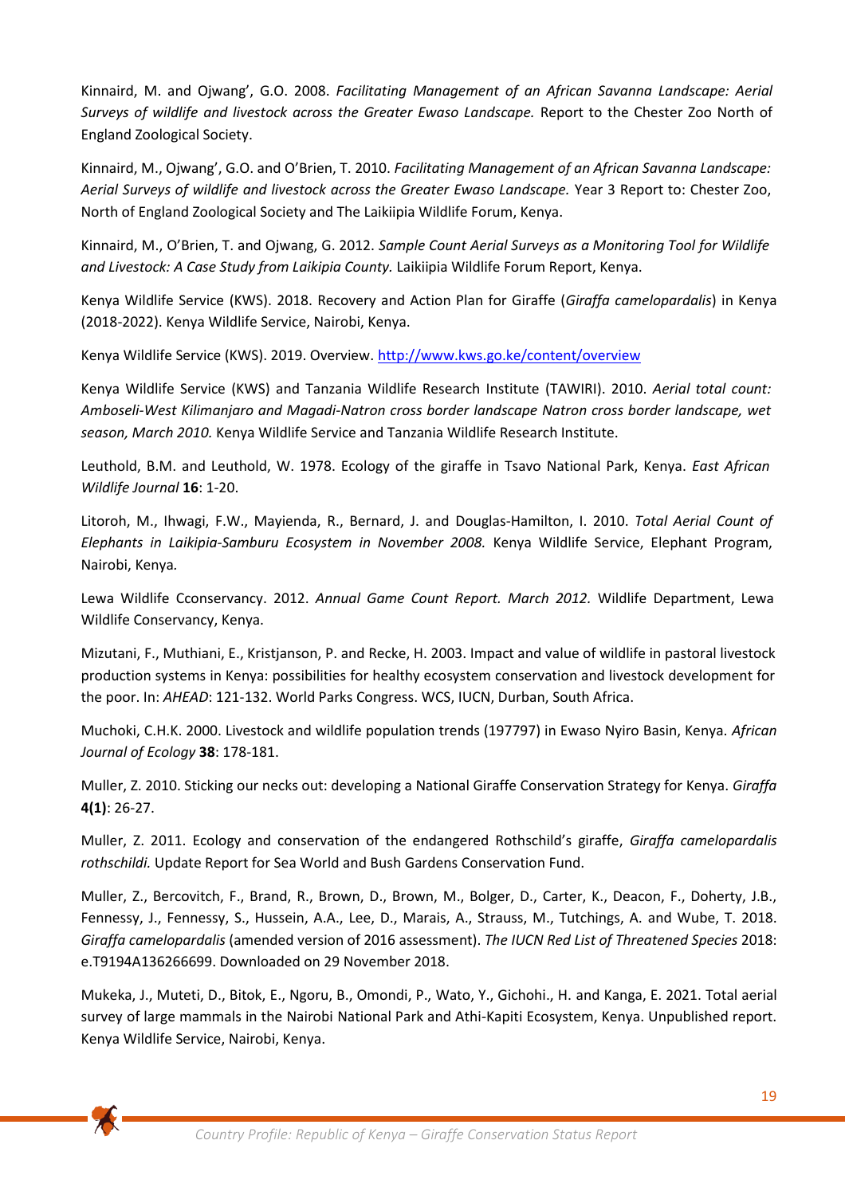Kinnaird, M. and Ojwang', G.O. 2008. *Facilitating Management of an African Savanna Landscape: Aerial Surveys of wildlife and livestock across the Greater Ewaso Landscape.* Report to the Chester Zoo North of England Zoological Society.

Kinnaird, M., Ojwang', G.O. and O'Brien, T. 2010. *Facilitating Management of an African Savanna Landscape: Aerial Surveys of wildlife and livestock across the Greater Ewaso Landscape.* Year 3 Report to: Chester Zoo, North of England Zoological Society and The Laikiipia Wildlife Forum, Kenya.

Kinnaird, M., O'Brien, T. and Ojwang, G. 2012. *Sample Count Aerial Surveys as a Monitoring Tool for Wildlife and Livestock: A Case Study from Laikipia County.* Laikiipia Wildlife Forum Report, Kenya.

Kenya Wildlife Service (KWS). 2018. Recovery and Action Plan for Giraffe (*Giraffa camelopardalis*) in Kenya (2018-2022). Kenya Wildlife Service, Nairobi, Kenya.

Kenya Wildlife Service (KWS). 2019. Overview. http://www.kws.go.ke/content/overview

Kenya Wildlife Service (KWS) and Tanzania Wildlife Research Institute (TAWIRI). 2010. *Aerial total count: Amboseli-West Kilimanjaro and Magadi-Natron cross border landscape Natron cross border landscape, wet season, March 2010.* Kenya Wildlife Service and Tanzania Wildlife Research Institute.

Leuthold, B.M. and Leuthold, W. 1978. Ecology of the giraffe in Tsavo National Park, Kenya. *East African Wildlife Journal* **16**: 1-20.

Litoroh, M., Ihwagi, F.W., Mayienda, R., Bernard, J. and Douglas-Hamilton, I. 2010. *Total Aerial Count of Elephants in Laikipia-Samburu Ecosystem in November 2008.* Kenya Wildlife Service, Elephant Program, Nairobi, Kenya.

Lewa Wildlife Cconservancy. 2012. *Annual Game Count Report. March 2012*. Wildlife Department, Lewa Wildlife Conservancy, Kenya.

Mizutani, F., Muthiani, E., Kristjanson, P. and Recke, H. 2003. Impact and value of wildlife in pastoral livestock production systems in Kenya: possibilities for healthy ecosystem conservation and livestock development for the poor. In: *AHEAD*: 121-132. World Parks Congress. WCS, IUCN, Durban, South Africa.

Muchoki, C.H.K. 2000. Livestock and wildlife population trends (197797) in Ewaso Nyiro Basin, Kenya. *African Journal of Ecology* **38**: 178-181.

Muller, Z. 2010. Sticking our necks out: developing a National Giraffe Conservation Strategy for Kenya. *Giraffa* **4(1)**: 26-27.

Muller, Z. 2011. Ecology and conservation of the endangered Rothschild's giraffe, *Giraffa camelopardalis rothschildi.* Update Report for Sea World and Bush Gardens Conservation Fund.

Muller, Z., Bercovitch, F., Brand, R., Brown, D., Brown, M., Bolger, D., Carter, K., Deacon, F., Doherty, J.B., Fennessy, J., Fennessy, S., Hussein, A.A., Lee, D., Marais, A., Strauss, M., Tutchings, A. and Wube, T. 2018. *Giraffa camelopardalis* (amended version of 2016 assessment). *The IUCN Red List of Threatened Species* 2018: e.T9194A136266699. Downloaded on 29 November 2018.

Mukeka, J., Muteti, D., Bitok, E., Ngoru, B., Omondi, P., Wato, Y., Gichohi., H. and Kanga, E. 2021. Total aerial survey of large mammals in the Nairobi National Park and Athi-Kapiti Ecosystem, Kenya. Unpublished report. Kenya Wildlife Service, Nairobi, Kenya.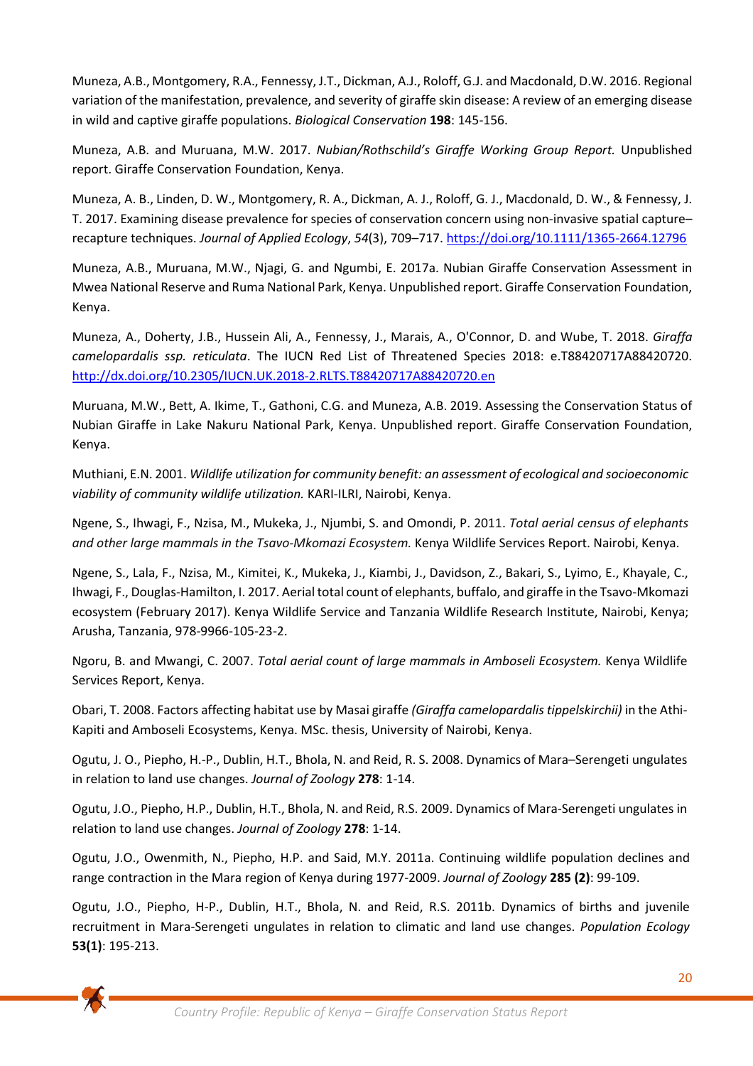Muneza, A.B., Montgomery, R.A., Fennessy, J.T., Dickman, A.J., Roloff, G.J. and Macdonald, D.W. 2016. Regional variation of the manifestation, prevalence, and severity of giraffe skin disease: A review of an emerging disease in wild and captive giraffe populations. *Biological Conservation* **198**: 145-156.

Muneza, A.B. and Muruana, M.W. 2017. *Nubian/Rothschild's Giraffe Working Group Report.* Unpublished report. Giraffe Conservation Foundation, Kenya.

Muneza, A. B., Linden, D. W., Montgomery, R. A., Dickman, A. J., Roloff, G. J., Macdonald, D. W., & Fennessy, J. T. 2017. Examining disease prevalence for species of conservation concern using non-invasive spatial capture–recapture techniques. *Journal of Applied Ecology*, *54*(3), 709–717. https://doi.org/10.1111/1365-2664.12796

Muneza, A.B., Muruana, M.W., Njagi, G. and Ngumbi, E. 2017a. Nubian Giraffe Conservation Assessment in Mwea National Reserve and Ruma National Park, Kenya. Unpublished report. Giraffe Conservation Foundation, Kenya.

Muneza, A., Doherty, J.B., Hussein Ali, A., Fennessy, J., Marais, A., O'Connor, D. and Wube, T. 2018. *Giraffa camelopardalis ssp. reticulata*. The IUCN Red List of Threatened Species 2018: e.T88420717A88420720. http://dx.doi.org/10.2305/IUCN.UK.2018-2.RLTS.T88420717A88420720.en

Muruana, M.W., Bett, A. Ikime, T., Gathoni, C.G. and Muneza, A.B. 2019. Assessing the Conservation Status of Nubian Giraffe in Lake Nakuru National Park, Kenya. Unpublished report. Giraffe Conservation Foundation, Kenya.

Muthiani, E.N. 2001. *Wildlife utilization for community benefit: an assessment of ecological and socioeconomic viability of community wildlife utilization.* KARI-ILRI, Nairobi, Kenya.

Ngene, S., Ihwagi, F., Nzisa, M., Mukeka, J., Njumbi, S. and Omondi, P. 2011. *Total aerial census of elephants and other large mammals in the Tsavo-Mkomazi Ecosystem.* Kenya Wildlife Services Report. Nairobi, Kenya.

Ngene, S., Lala, F., Nzisa, M., Kimitei, K., Mukeka, J., Kiambi, J., Davidson, Z., Bakari, S., Lyimo, E., Khayale, C., Ihwagi, F., Douglas-Hamilton, I. 2017. Aerial total count of elephants, buffalo, and giraffe in the Tsavo-Mkomazi ecosystem (February 2017). Kenya Wildlife Service and Tanzania Wildlife Research Institute, Nairobi, Kenya; Arusha, Tanzania, 978-9966-105-23-2.

Ngoru, B. and Mwangi, C. 2007. *Total aerial count of large mammals in Amboseli Ecosystem.* Kenya Wildlife Services Report, Kenya.

Obari, T. 2008. Factors affecting habitat use by Masai giraffe *(Giraffa camelopardalis tippelskirchii)* in the Athi-Kapiti and Amboseli Ecosystems, Kenya. MSc. thesis, University of Nairobi, Kenya.

Ogutu, J. O., Piepho, H.-P., Dublin, H.T., Bhola, N. and Reid, R. S. 2008. Dynamics of Mara–Serengeti ungulates in relation to land use changes. *Journal of Zoology* **278**: 1-14.

Ogutu, J.O., Piepho, H.P., Dublin, H.T., Bhola, N. and Reid, R.S. 2009. Dynamics of Mara-Serengeti ungulates in relation to land use changes. *Journal of Zoology* **278**: 1-14.

Ogutu, J.O., Owenmith, N., Piepho, H.P. and Said, M.Y. 2011a. Continuing wildlife population declines and range contraction in the Mara region of Kenya during 1977-2009. *Journal of Zoology* **285 (2)**: 99-109.

Ogutu, J.O., Piepho, H-P., Dublin, H.T., Bhola, N. and Reid, R.S. 2011b. Dynamics of births and juvenile recruitment in Mara-Serengeti ungulates in relation to climatic and land use changes. *Population Ecology* **53(1)**: 195-213.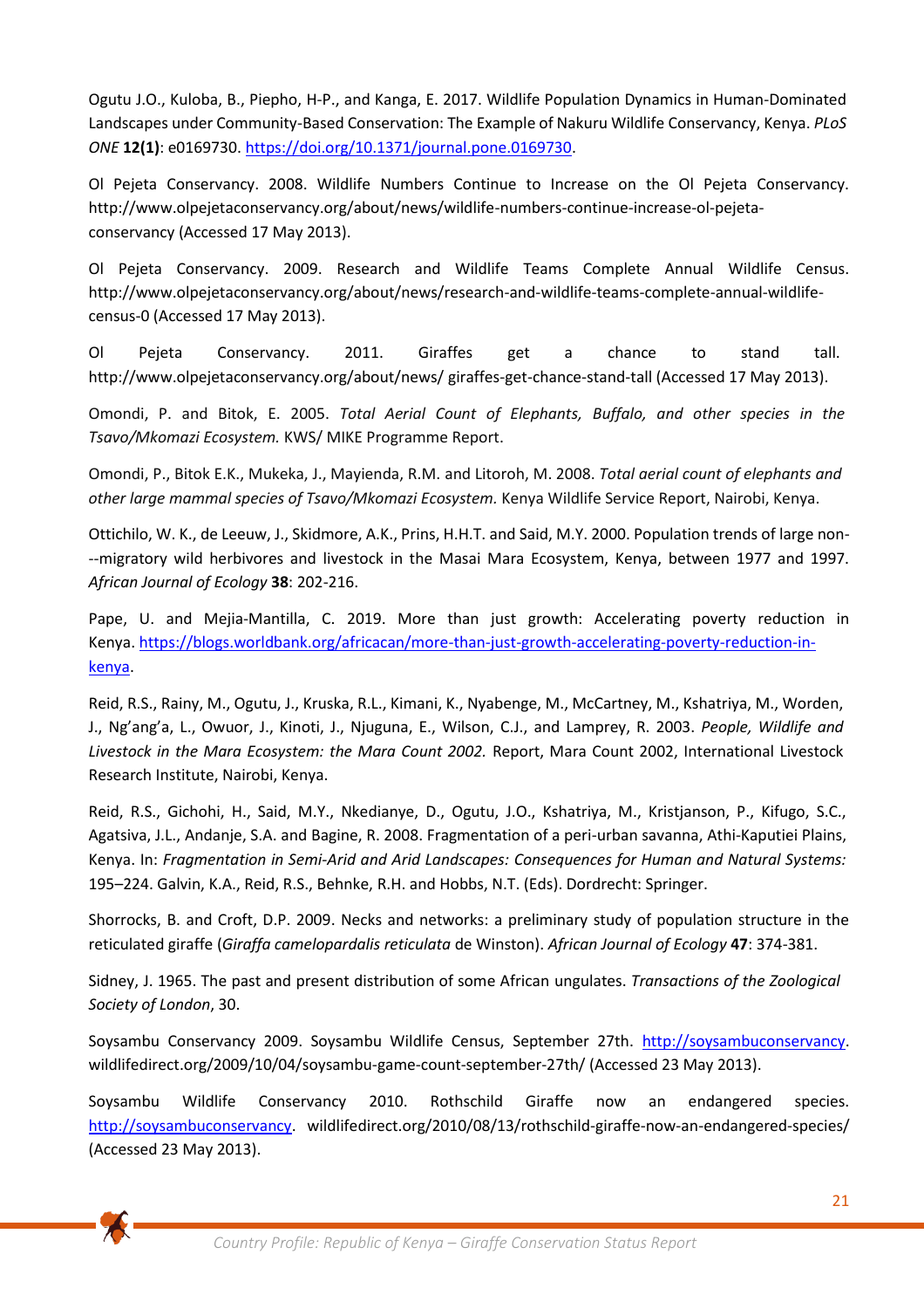Ogutu J.O., Kuloba, B., Piepho, H-P., and Kanga, E. 2017. Wildlife Population Dynamics in Human-Dominated Landscapes under Community-Based Conservation: The Example of Nakuru Wildlife Conservancy, Kenya. *PLoS ONE* **12(1)**: e0169730. https://doi.org/10.1371/journal.pone.0169730.

Ol Pejeta Conservancy. 2008. Wildlife Numbers Continue to Increase on the Ol Pejeta Conservancy. http://www.olpejetaconservancy.org/about/news/wildlife-numbers-continue-increase-ol-pejeta-conservancy (Accessed 17 May 2013).

Ol Pejeta Conservancy. 2009. Research and Wildlife Teams Complete Annual Wildlife Census. http://www.olpejetaconservancy.org/about/news/research-and-wildlife-teams-complete-annual-wildlife-census-0 (Accessed 17 May 2013).

Ol Pejeta Conservancy. 2011. Giraffes get a chance to stand tall. http://www.olpejetaconservancy.org/about/news/ giraffes-get-chance-stand-tall (Accessed 17 May 2013).

Omondi, P. and Bitok, E. 2005. *Total Aerial Count of Elephants, Buffalo, and other species in the Tsavo/Mkomazi Ecosystem.* KWS/ MIKE Programme Report.

Omondi, P., Bitok E.K., Mukeka, J., Mayienda, R.M. and Litoroh, M. 2008. *Total aerial count of elephants and other large mammal species of Tsavo/Mkomazi Ecosystem.* Kenya Wildlife Service Report, Nairobi, Kenya.

Ottichilo, W. K., de Leeuw, J., Skidmore, A.K., Prins, H.H.T. and Said, M.Y. 2000. Population trends of large non--migratory wild herbivores and livestock in the Masai Mara Ecosystem, Kenya, between 1977 and 1997. *African Journal of Ecology* **38**: 202-216.

Pape, U. and Mejia-Mantilla, C. 2019. More than just growth: Accelerating poverty reduction in Kenya. https://blogs.worldbank.org/africacan/more-than-just-growth-accelerating-poverty-reduction-in-kenya.

Reid, R.S., Rainy, M., Ogutu, J., Kruska, R.L., Kimani, K., Nyabenge, M., McCartney, M., Kshatriya, M., Worden, J., Ng'ang'a, L., Owuor, J., Kinoti, J., Njuguna, E., Wilson, C.J., and Lamprey, R. 2003. *People, Wildlife and Livestock in the Mara Ecosystem: the Mara Count 2002.* Report, Mara Count 2002, International Livestock Research Institute, Nairobi, Kenya.

Reid, R.S., Gichohi, H., Said, M.Y., Nkedianye, D., Ogutu, J.O., Kshatriya, M., Kristjanson, P., Kifugo, S.C., Agatsiva, J.L., Andanje, S.A. and Bagine, R. 2008. Fragmentation of a peri-urban savanna, Athi-Kaputiei Plains, Kenya. In: *Fragmentation in Semi-Arid and Arid Landscapes: Consequences for Human and Natural Systems:* 195–224. Galvin, K.A., Reid, R.S., Behnke, R.H. and Hobbs, N.T. (Eds). Dordrecht: Springer.

Shorrocks, B. and Croft, D.P. 2009. Necks and networks: a preliminary study of population structure in the reticulated giraffe (*Giraffa camelopardalis reticulata* de Winston). *African Journal of Ecology* **47**: 374-381.

Sidney, J. 1965. The past and present distribution of some African ungulates. *Transactions of the Zoological Society of London*, 30.

Soysambu Conservancy 2009. Soysambu Wildlife Census, September 27th. http://soysambuconservancy. wildlifedirect.org/2009/10/04/soysambu-game-count-september-27th/ (Accessed 23 May 2013).

Soysambu Wildlife Conservancy 2010. Rothschild Giraffe now an endangered species. http://soysambuconservancy. wildlifedirect.org/2010/08/13/rothschild-giraffe-now-an-endangered-species/ (Accessed 23 May 2013).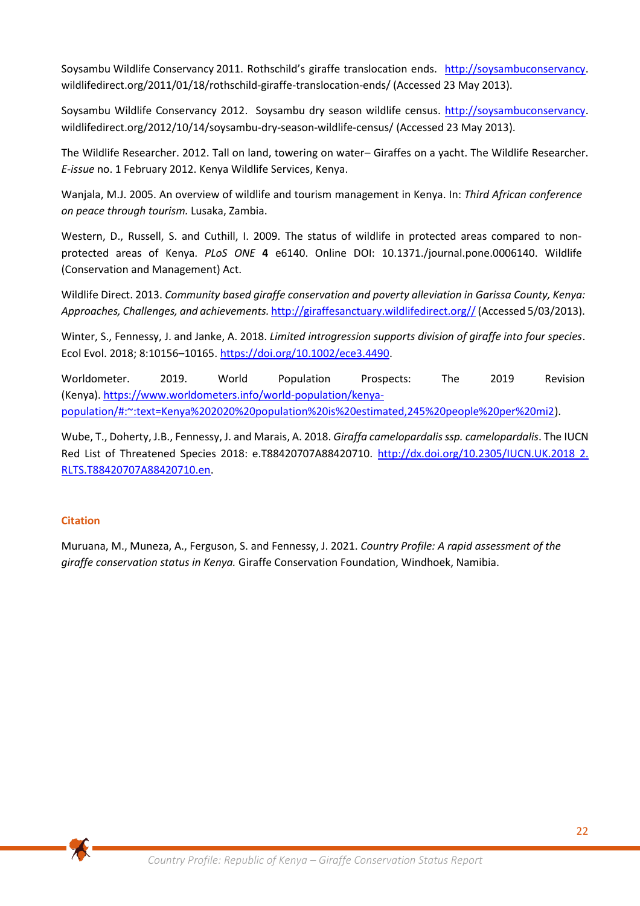Soysambu Wildlife Conservancy 2011. Rothschild's giraffe translocation ends. http://soysambuconservancy.wildlifedirect.org/2011/01/18/rothschild-giraffe-translocation-ends/ (Accessed 23 May 2013).

Soysambu Wildlife Conservancy 2012. Soysambu dry season wildlife census. http://soysambuconservancy.wildlifedirect.org/2012/10/14/soysambu-dry-season-wildlife-census/ (Accessed 23 May 2013).

The Wildlife Researcher. 2012. Tall on land, towering on water– Giraffes on a yacht. The Wildlife Researcher. *E-issue* no. 1 February 2012. Kenya Wildlife Services, Kenya.

Wanjala, M.J. 2005. An overview of wildlife and tourism management in Kenya. In: *Third African conference on peace through tourism.* Lusaka, Zambia.

Western, D., Russell, S. and Cuthill, I. 2009. The status of wildlife in protected areas compared to non-protected areas of Kenya. *PLoS ONE* **4** e6140. Online DOI: 10.1371./journal.pone.0006140. Wildlife (Conservation and Management) Act.

Wildlife Direct. 2013. *Community based giraffe conservation and poverty alleviation in Garissa County, Kenya: Approaches, Challenges, and achievements.* http://giraffesanctuary.wildlifedirect.org// (Accessed 5/03/2013).

Winter, S., Fennessy, J. and Janke, A. 2018. *Limited introgression supports division of giraffe into four species*. Ecol Evol. 2018; 8:10156–10165. https://doi.org/10.1002/ece3.4490.

Worldometer. 2019. World Population Prospects: The 2019 Revision (Kenya). https://www.worldometers.info/world-population/kenya-population/#:~:text=Kenya%202020%20population%20is%20estimated,245%20people%20per%20mi2).

Wube, T., Doherty, J.B., Fennessy, J. and Marais, A. 2018. *Giraffa camelopardalis ssp. camelopardalis*. The IUCN Red List of Threatened Species 2018: e.T88420707A88420710. http://dx.doi.org/10.2305/IUCN.UK.2018 2.RLTS.T88420707A88420710.en.

## Citation

Muruana, M., Muneza, A., Ferguson, S. and Fennessy, J. 2021. *Country Profile: A rapid assessment of the giraffe conservation status in Kenya.* Giraffe Conservation Foundation, Windhoek, Namibia.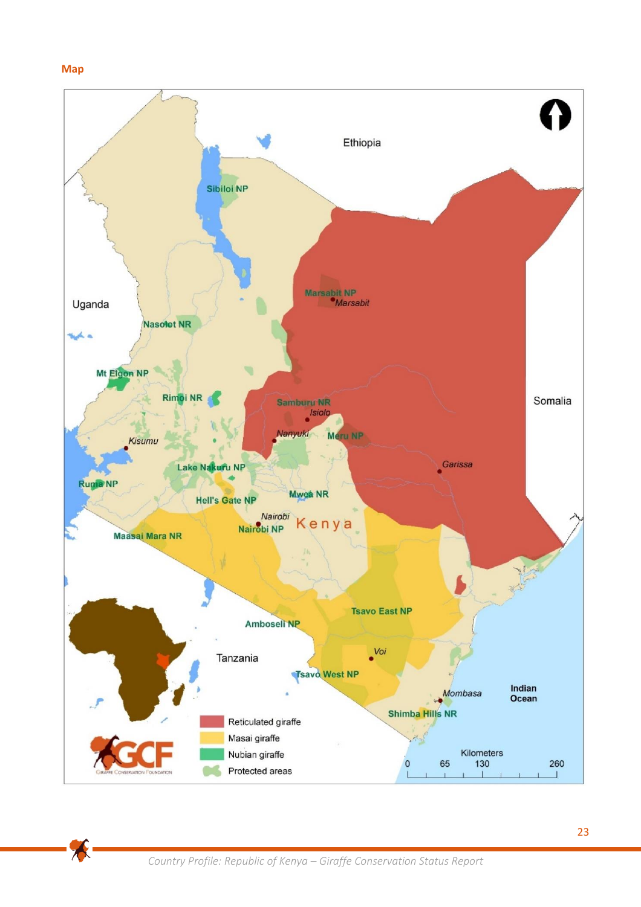**Map**

Ethiopia
Uganda
Somalia
Tanzania
Indian Ocean
Kenya
Sibiloi NP
Marsabit NP
Marsabit
Nasolot NR
Mt Elgon NP
Rimoi NR
Samburu NR
Isiolo
Nanyuki
Meru NP
Kisumu
Lake Nakuru NP
Garissa
Ruma NP
Hell's Gate NP
Mwea NR
Nairobi
Nairobi NP
Maasai Mara NR
Tsavo East NP
Amboseli NP
Voi
Tsavo West NP
Mombasa
Shimba Hills NR

Reticulated giraffe
Masai giraffe
Nubian giraffe
Protected areas

Kilometers
0 65 130 260

GCF
Giraffe Conservation Foundation